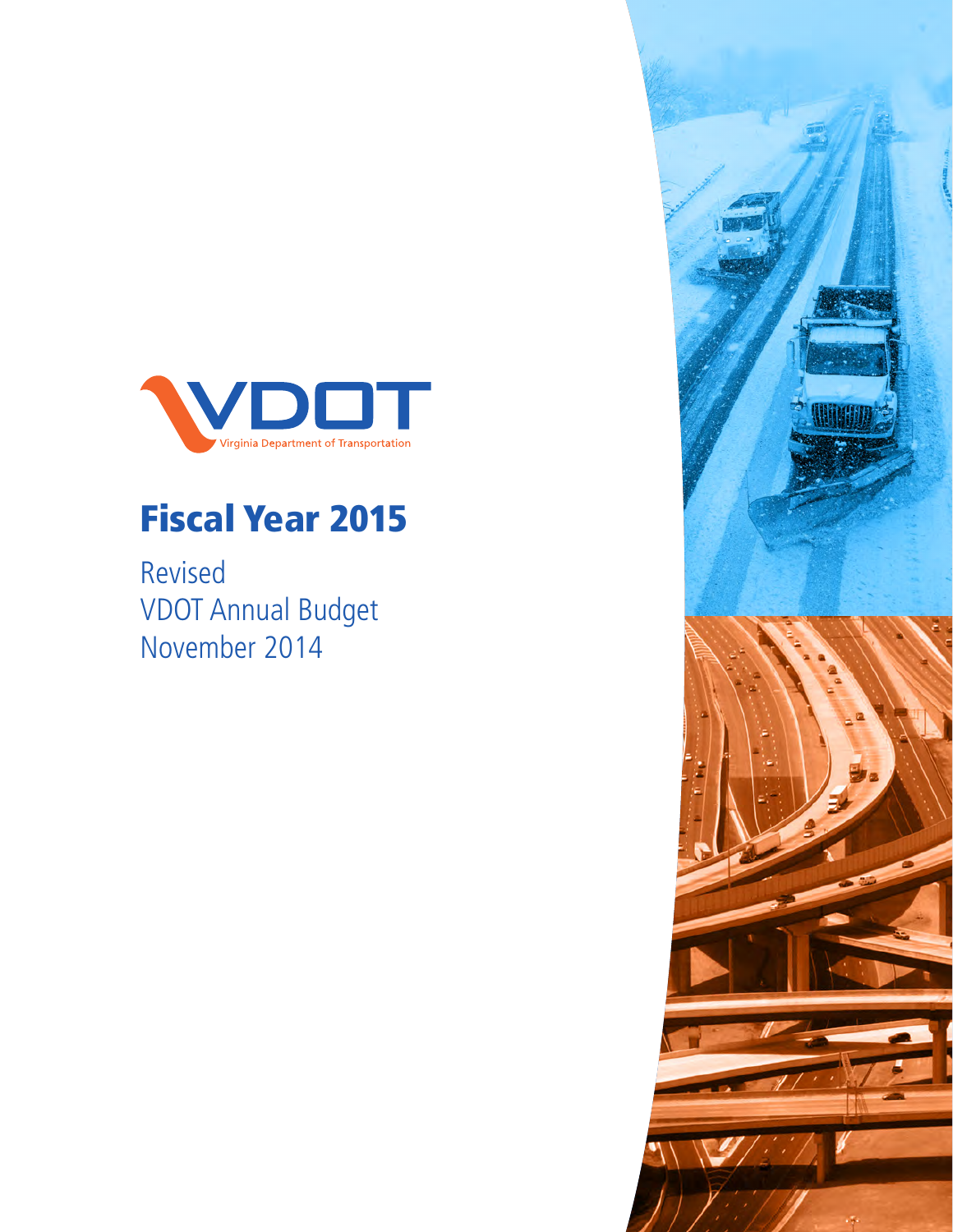VDOT

Virginia Department of Transportation

# Fiscal Year 2015

Revised
VDOT Annual Budget
November 2014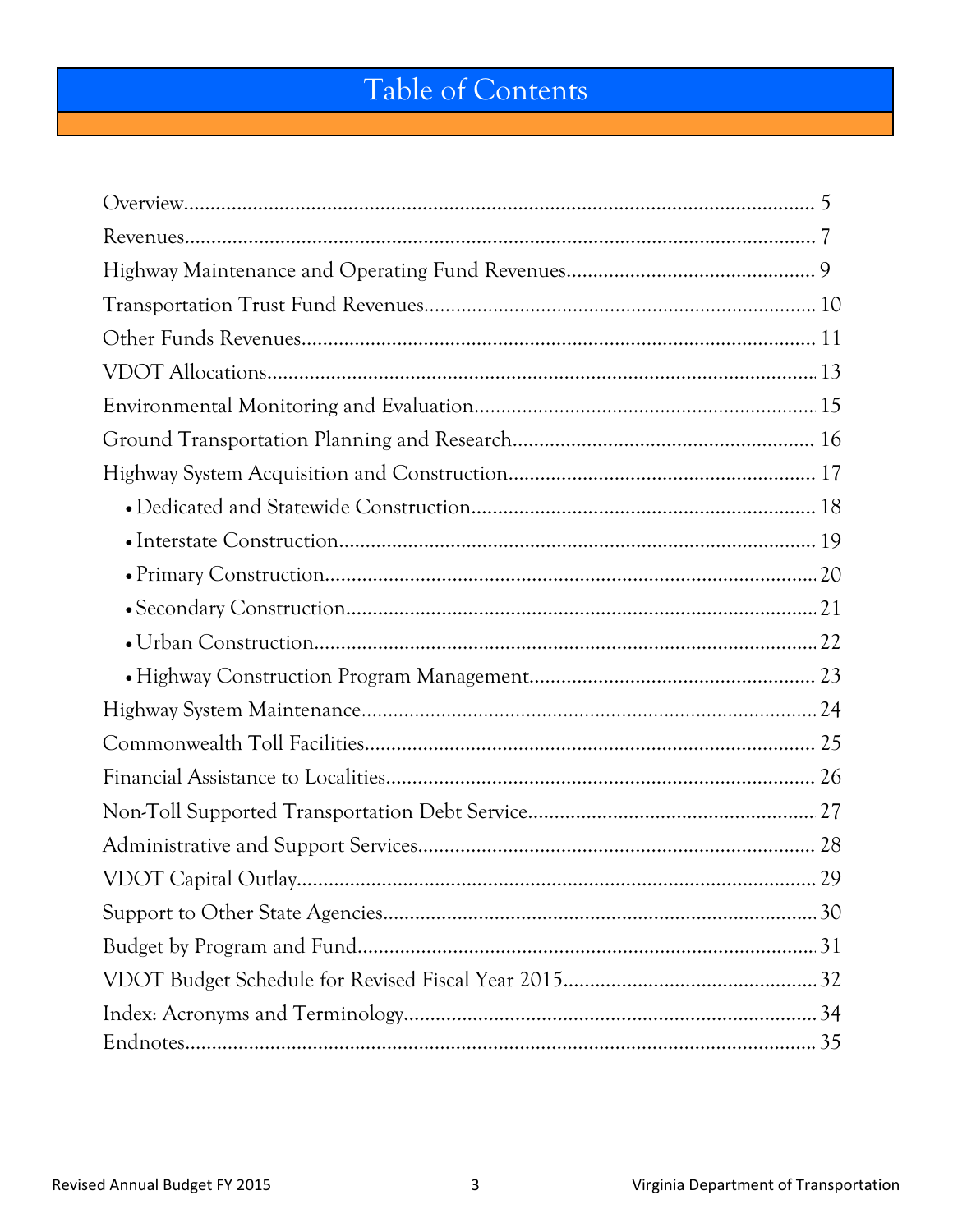# Table of Contents

Overview........................................................................................................... 5
Revenues........................................................................................................... 7
Highway Maintenance and Operating Fund Revenues............................................... 9
Transportation Trust Fund Revenues......................................................................... 10
Other Funds Revenues................................................................................................ 11
VDOT Allocations....................................................................................................... 13
Environmental Monitoring and Evaluation................................................................ 15
Ground Transportation Planning and Research......................................................... 16
Highway System Acquisition and Construction.......................................................... 17
- Dedicated and Statewide Construction................................................................. 18
- Interstate Construction......................................................................................... 19
- Primary Construction............................................................................................ 20
- Secondary Construction........................................................................................ 21
- Urban Construction.............................................................................................. 22
- Highway Construction Program Management...................................................... 23

Highway System Maintenance.................................................................................... 24
Commonwealth Toll Facilities..................................................................................... 25
Financial Assistance to Localities................................................................................ 26
Non-Toll Supported Transportation Debt Service...................................................... 27
Administrative and Support Services.......................................................................... 28
VDOT Capital Outlay................................................................................................. 29
Support to Other State Agencies................................................................................. 30
Budget by Program and Fund...................................................................................... 31
VDOT Budget Schedule for Revised Fiscal Year 2015................................................ 32
Index: Acronyms and Terminology............................................................................. 34
Endnotes..................................................................................................................... 35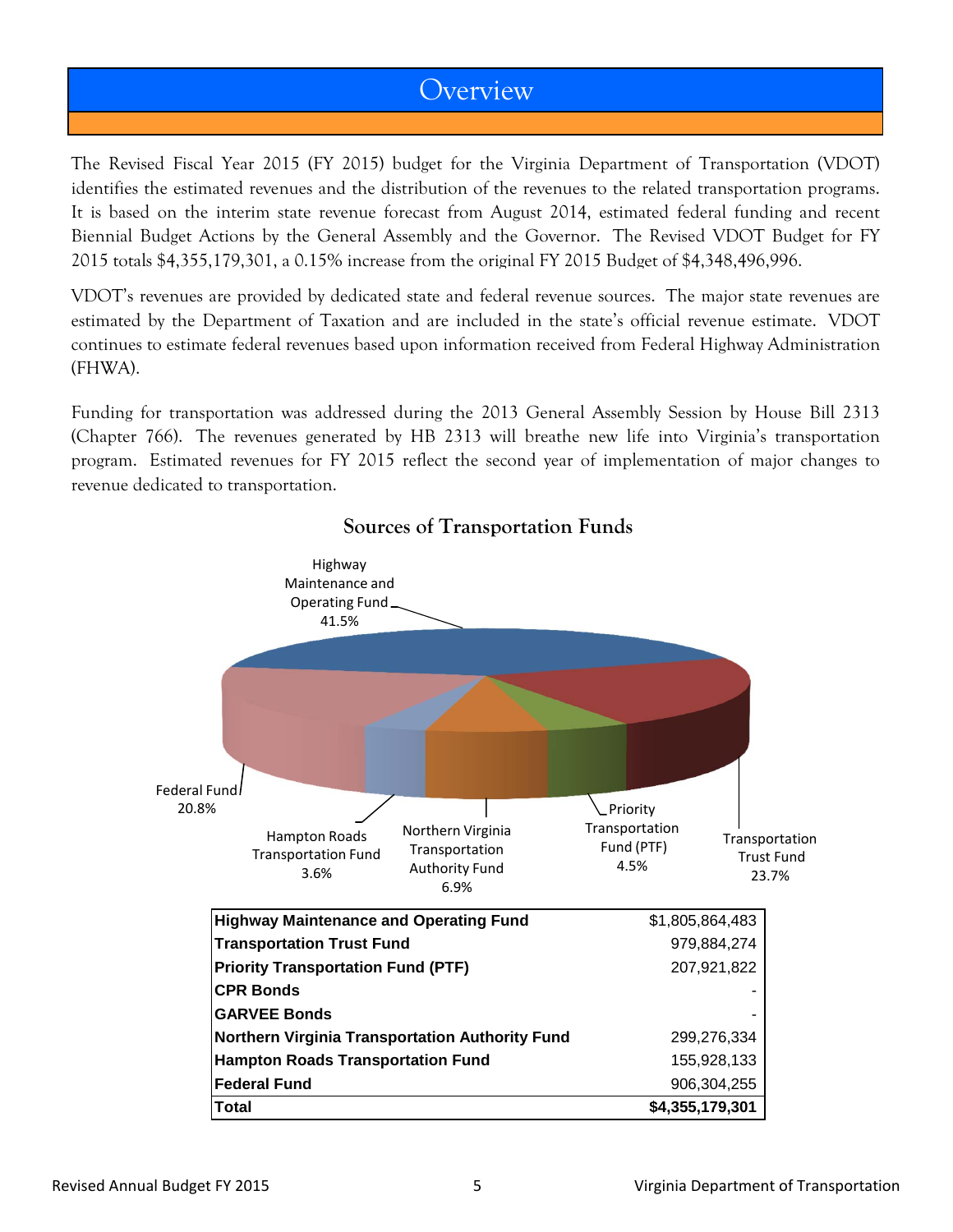# Overview

The Revised Fiscal Year 2015 (FY 2015) budget for the Virginia Department of Transportation (VDOT) identifies the estimated revenues and the distribution of the revenues to the related transportation programs. It is based on the interim state revenue forecast from August 2014, estimated federal funding and recent Biennial Budget Actions by the General Assembly and the Governor. The Revised VDOT Budget for FY 2015 totals $4,355,179,301, a 0.15% increase from the original FY 2015 Budget of $4,348,496,996.

VDOT's revenues are provided by dedicated state and federal revenue sources. The major state revenues are estimated by the Department of Taxation and are included in the state's official revenue estimate. VDOT continues to estimate federal revenues based upon information received from Federal Highway Administration (FHWA).

Funding for transportation was addressed during the 2013 General Assembly Session by House Bill 2313 (Chapter 766). The revenues generated by HB 2313 will breathe new life into Virginia's transportation program. Estimated revenues for FY 2015 reflect the second year of implementation of major changes to revenue dedicated to transportation.

## Sources of Transportation Funds

Highway Maintenance and Operating Fund 41.5%

Transportation Trust Fund 23.7%

Priority Transportation Fund (PTF) 4.5%

Northern Virginia Transportation Authority Fund 6.9%

Hampton Roads Transportation Fund 3.6%

Federal Fund 20.8%

| | |
|---|---:|
| **Highway Maintenance and Operating Fund** | $1,805,864,483 |
| **Transportation Trust Fund** | 979,884,274 |
| **Priority Transportation Fund (PTF)** | 207,921,822 |
| **CPR Bonds** | - |
| **GARVEE Bonds** | - |
| **Northern Virginia Transportation Authority Fund** | 299,276,334 |
| **Hampton Roads Transportation Fund** | 155,928,133 |
| **Federal Fund** | 906,304,255 |
| **Total** | **$4,355,179,301** |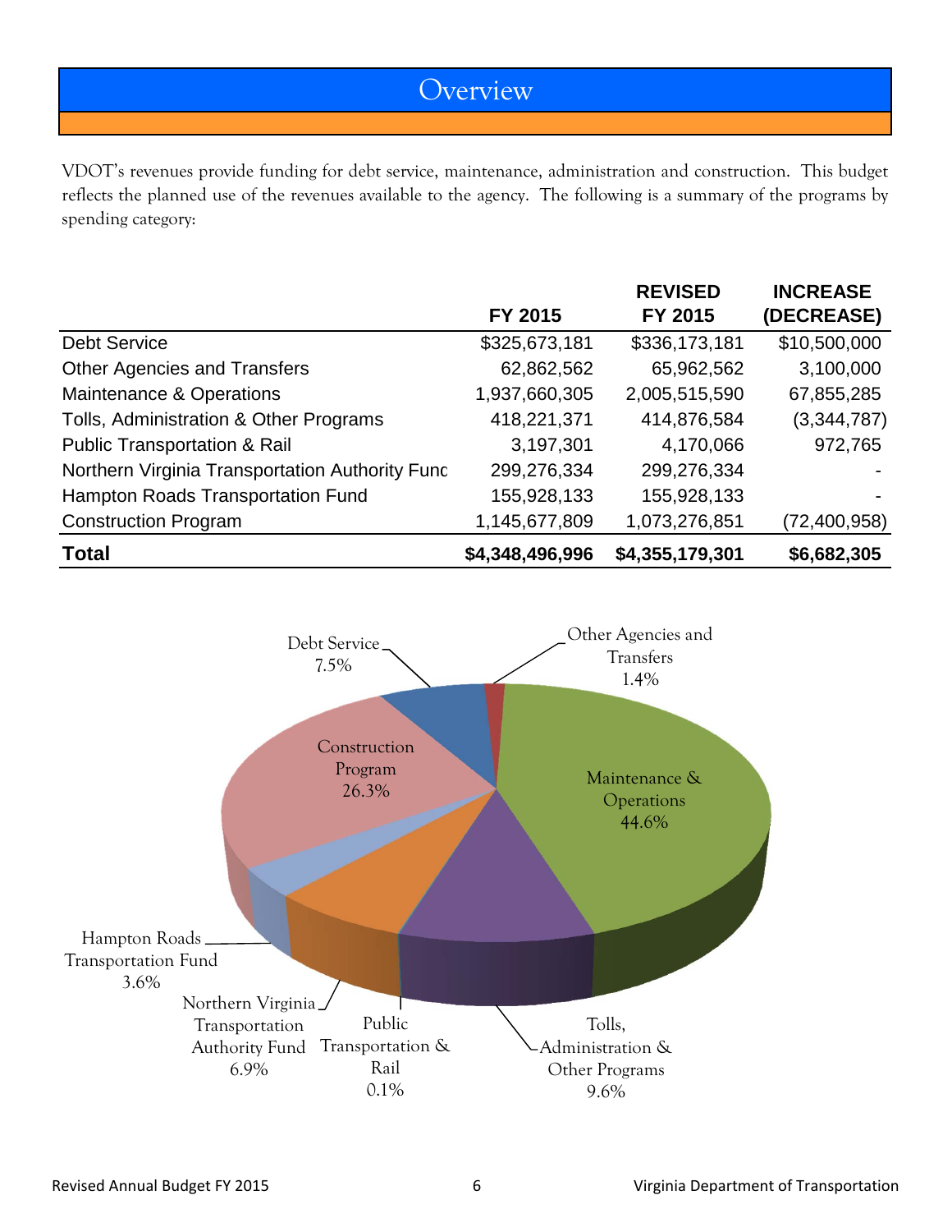# Overview

VDOT's revenues provide funding for debt service, maintenance, administration and construction. This budget reflects the planned use of the revenues available to the agency. The following is a summary of the programs by spending category:

| | FY 2015 | REVISED FY 2015 | INCREASE (DECREASE) |
|---|---|---|---|
| Debt Service | $325,673,181 | $336,173,181 | $10,500,000 |
| Other Agencies and Transfers | 62,862,562 | 65,962,562 | 3,100,000 |
| Maintenance & Operations | 1,937,660,305 | 2,005,515,590 | 67,855,285 |
| Tolls, Administration & Other Programs | 418,221,371 | 414,876,584 | (3,344,787) |
| Public Transportation & Rail | 3,197,301 | 4,170,066 | 972,765 |
| Northern Virginia Transportation Authority Func | 299,276,334 | 299,276,334 | - |
| Hampton Roads Transportation Fund | 155,928,133 | 155,928,133 | - |
| Construction Program | 1,145,677,809 | 1,073,276,851 | (72,400,958) |
| **Total** | **$4,348,496,996** | **$4,355,179,301** | **$6,682,305** |

Debt Service 7.5%

Other Agencies and Transfers 1.4%

Maintenance & Operations 44.6%

Tolls, Administration & Other Programs 9.6%

Public Transportation & Rail 0.1%

Northern Virginia Transportation Authority Fund 6.9%

Hampton Roads Transportation Fund 3.6%

Construction Program 26.3%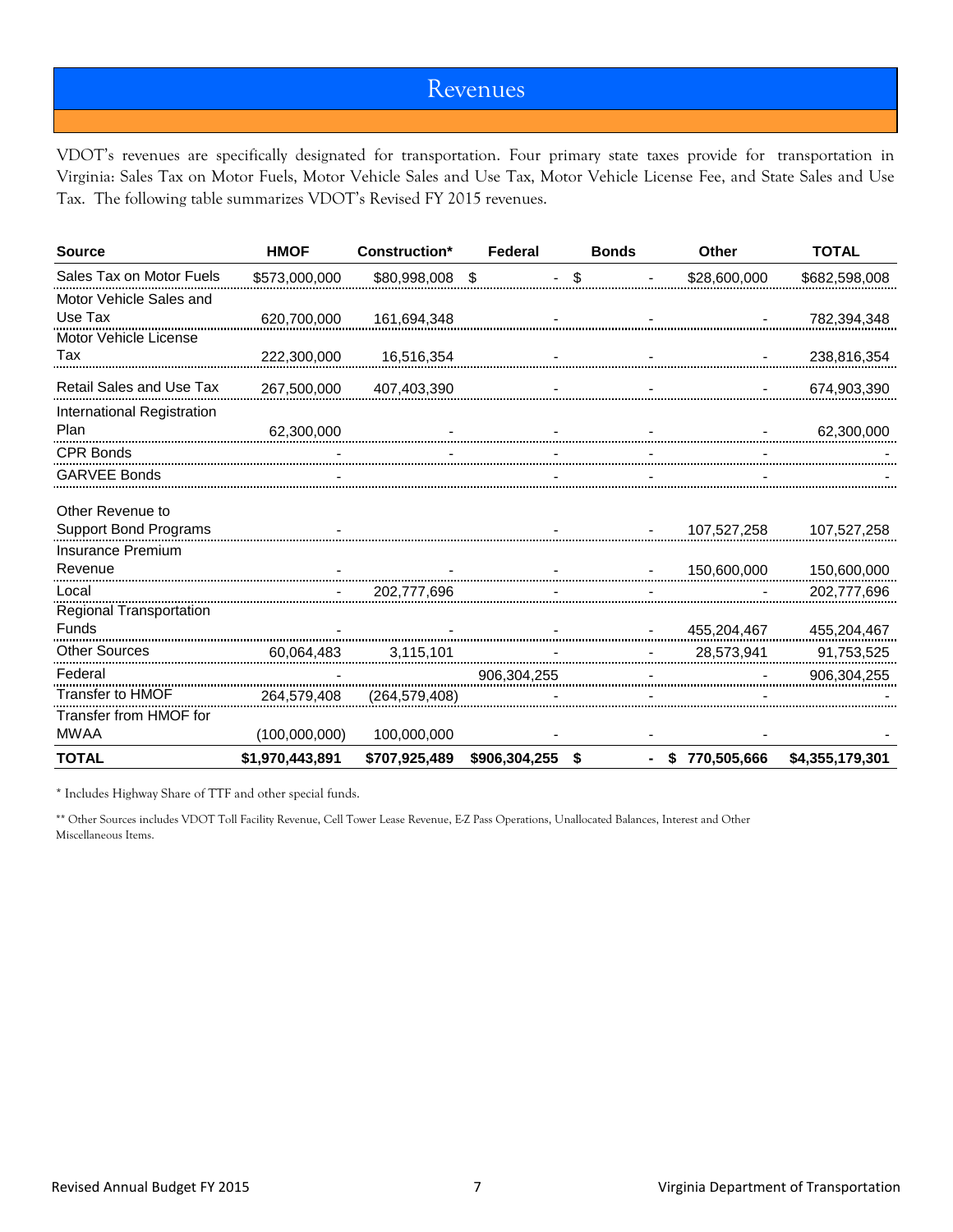# Revenues

VDOT's revenues are specifically designated for transportation. Four primary state taxes provide for transportation in Virginia: Sales Tax on Motor Fuels, Motor Vehicle Sales and Use Tax, Motor Vehicle License Fee, and State Sales and Use Tax. The following table summarizes VDOT's Revised FY 2015 revenues.

| Source | HMOF | Construction* | Federal | Bonds | Other | TOTAL |
|---|---|---|---|---|---|---|
| Sales Tax on Motor Fuels | $573,000,000 | $80,998,008 | $ - | $ - | $28,600,000 | $682,598,008 |
| Motor Vehicle Sales and Use Tax | 620,700,000 | 161,694,348 | - | - | - | 782,394,348 |
| Motor Vehicle License Tax | 222,300,000 | 16,516,354 | - | - | - | 238,816,354 |
| Retail Sales and Use Tax | 267,500,000 | 407,403,390 | - | - | - | 674,903,390 |
| International Registration Plan | 62,300,000 | - | - | - | - | 62,300,000 |
| CPR Bonds | - | - | - | - | - | - |
| GARVEE Bonds | - | | - | - | - | - |
| Other Revenue to Support Bond Programs | - | | - | - | 107,527,258 | 107,527,258 |
| Insurance Premium Revenue | - | - | - | - | 150,600,000 | 150,600,000 |
| Local | - | 202,777,696 | - | - | - | 202,777,696 |
| Regional Transportation Funds | - | - | - | - | 455,204,467 | 455,204,467 |
| Other Sources | 60,064,483 | 3,115,101 | - | - | 28,573,941 | 91,753,525 |
| Federal | - | | 906,304,255 | - | - | 906,304,255 |
| Transfer to HMOF | 264,579,408 | (264,579,408) | - | - | - | - |
| Transfer from HMOF for MWAA | (100,000,000) | 100,000,000 | - | - | - | - |
| **TOTAL** | **$1,970,443,891** | **$707,925,489** | **$906,304,255** | **$ -** | **$ 770,505,666** | **$4,355,179,301** |

\* Includes Highway Share of TTF and other special funds.

\*\* Other Sources includes VDOT Toll Facility Revenue, Cell Tower Lease Revenue, E-Z Pass Operations, Unallocated Balances, Interest and Other Miscellaneous Items.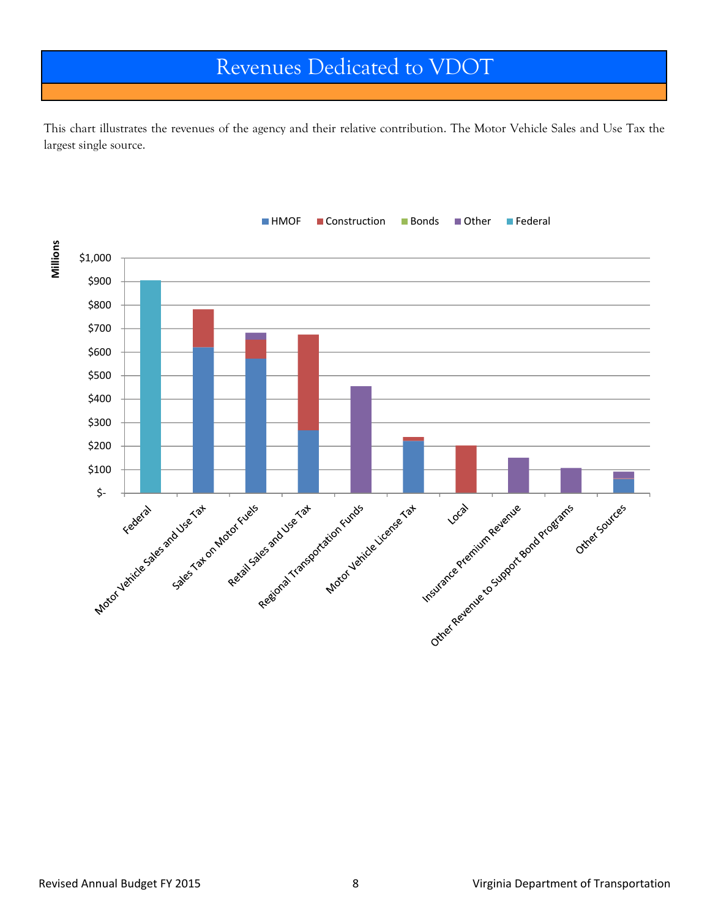# Revenues Dedicated to VDOT

This chart illustrates the revenues of the agency and their relative contribution. The Motor Vehicle Sales and Use Tax the largest single source.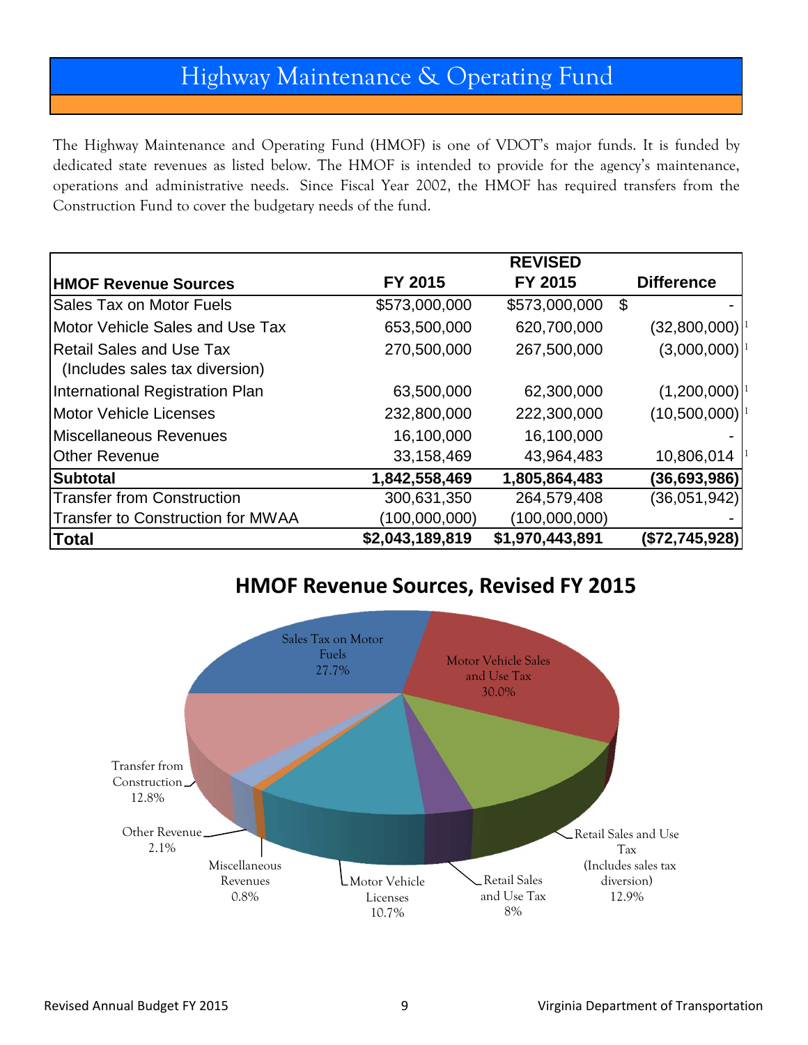# Highway Maintenance & Operating Fund

The Highway Maintenance and Operating Fund (HMOF) is one of VDOT's major funds. It is funded by dedicated state revenues as listed below. The HMOF is intended to provide for the agency's maintenance, operations and administrative needs. Since Fiscal Year 2002, the HMOF has required transfers from the Construction Fund to cover the budgetary needs of the fund.

| HMOF Revenue Sources | FY 2015 | REVISED FY 2015 | Difference |
|---|---|---|---|
| Sales Tax on Motor Fuels | $573,000,000 | $573,000,000 | $ - |
| Motor Vehicle Sales and Use Tax | 653,500,000 | 620,700,000 | (32,800,000) [1] |
| Retail Sales and Use Tax (Includes sales tax diversion) | 270,500,000 | 267,500,000 | (3,000,000) [1] |
| International Registration Plan | 63,500,000 | 62,300,000 | (1,200,000) [1] |
| Motor Vehicle Licenses | 232,800,000 | 222,300,000 | (10,500,000) [1] |
| Miscellaneous Revenues | 16,100,000 | 16,100,000 | - |
| Other Revenue | 33,158,469 | 43,964,483 | 10,806,014 [1] |
| **Subtotal** | **1,842,558,469** | **1,805,864,483** | **(36,693,986)** |
| Transfer from Construction | 300,631,350 | 264,579,408 | (36,051,942) |
| Transfer to Construction for MWAA | (100,000,000) | (100,000,000) | - |
| **Total** | **$2,043,189,819** | **$1,970,443,891** | **($72,745,928)** |

## HMOF Revenue Sources, Revised FY 2015

- Sales Tax on Motor Fuels 27.7%
- Motor Vehicle Sales and Use Tax 30.0%
- Retail Sales and Use Tax (Includes sales tax diversion) 12.9%
- Retail Sales and Use Tax 8%
- Motor Vehicle Licenses 10.7%
- Miscellaneous Revenues 0.8%
- Other Revenue 2.1%
- Transfer from Construction 12.8%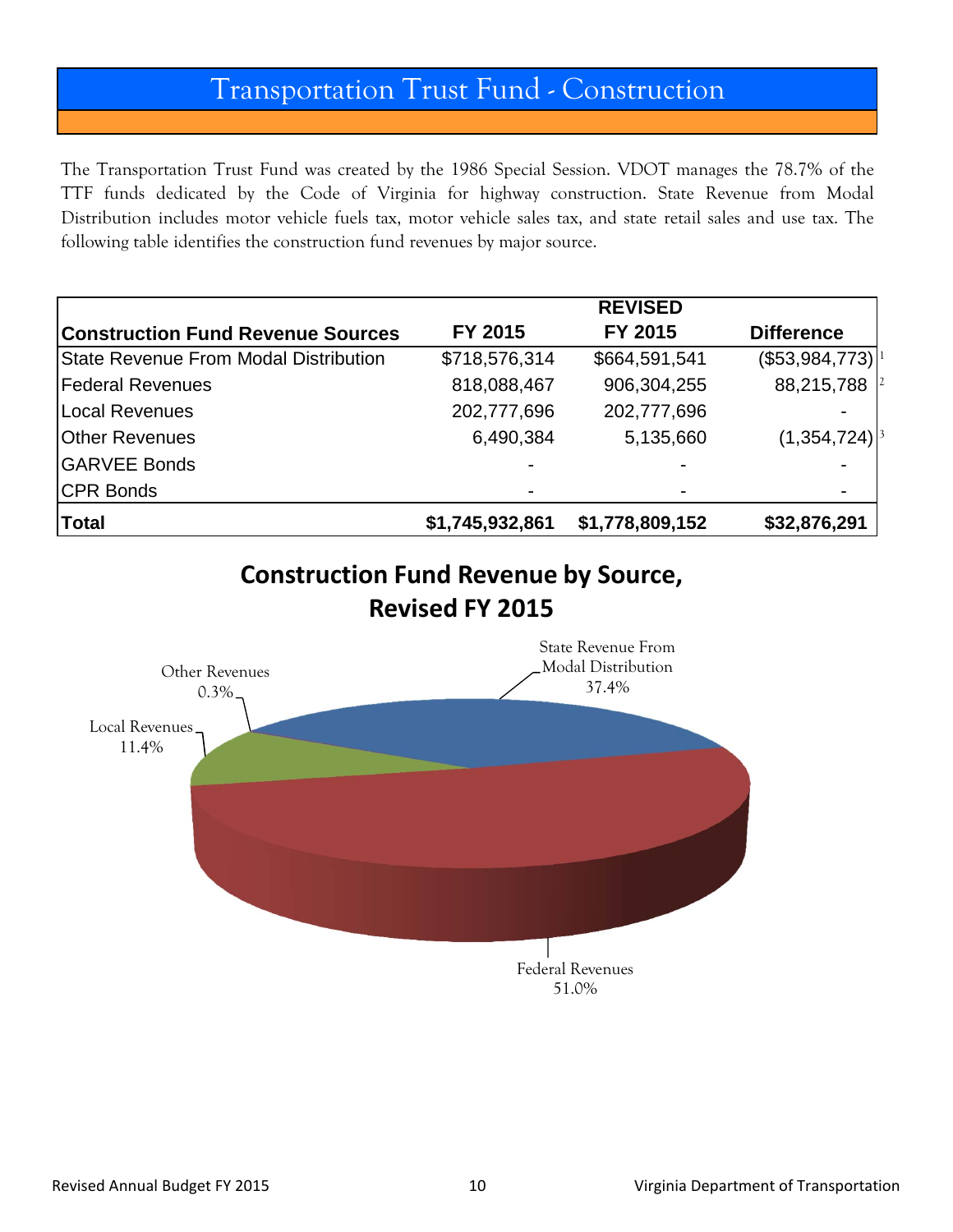# Transportation Trust Fund - Construction

The Transportation Trust Fund was created by the 1986 Special Session. VDOT manages the 78.7% of the TTF funds dedicated by the Code of Virginia for highway construction. State Revenue from Modal Distribution includes motor vehicle fuels tax, motor vehicle sales tax, and state retail sales and use tax. The following table identifies the construction fund revenues by major source.

| Construction Fund Revenue Sources | FY 2015 | REVISED FY 2015 | Difference |
|---|---|---|---|
| State Revenue From Modal Distribution | $718,576,314 | $664,591,541 | ($53,984,773) [1] |
| Federal Revenues | 818,088,467 | 906,304,255 | 88,215,788 [2] |
| Local Revenues | 202,777,696 | 202,777,696 | - |
| Other Revenues | 6,490,384 | 5,135,660 | (1,354,724) [3] |
| GARVEE Bonds | - | - | - |
| CPR Bonds | - | - | - |
| **Total** | **$1,745,932,861** | **$1,778,809,152** | **$32,876,291** |

**Construction Fund Revenue by Source, Revised FY 2015**

- State Revenue From Modal Distribution 37.4%
- Federal Revenues 51.0%
- Local Revenues 11.4%
- Other Revenues 0.3%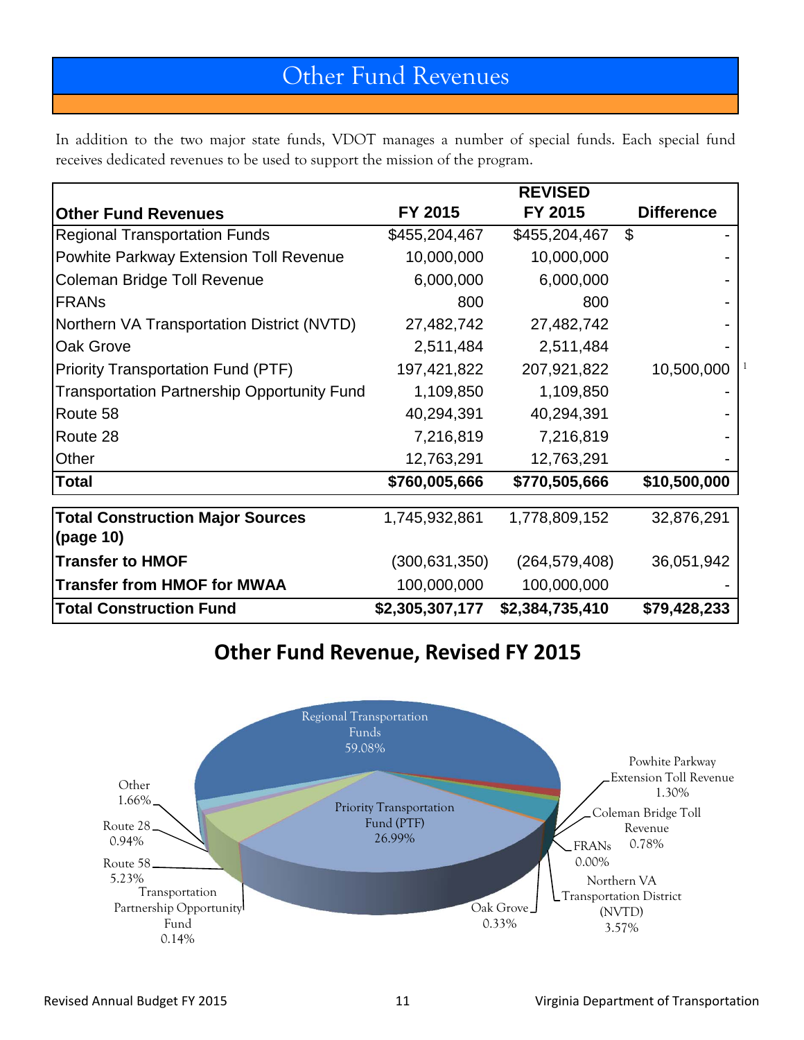# Other Fund Revenues

In addition to the two major state funds, VDOT manages a number of special funds. Each special fund receives dedicated revenues to be used to support the mission of the program.

| Other Fund Revenues | FY 2015 | REVISED FY 2015 | Difference |
|---|---|---|---|
| Regional Transportation Funds | $455,204,467 | $455,204,467 | $ - |
| Powhite Parkway Extension Toll Revenue | 10,000,000 | 10,000,000 | - |
| Coleman Bridge Toll Revenue | 6,000,000 | 6,000,000 | - |
| FRANs | 800 | 800 | - |
| Northern VA Transportation District (NVTD) | 27,482,742 | 27,482,742 | - |
| Oak Grove | 2,511,484 | 2,511,484 | - |
| Priority Transportation Fund (PTF) | 197,421,822 | 207,921,822 | 10,500,000 [1] |
| Transportation Partnership Opportunity Fund | 1,109,850 | 1,109,850 | - |
| Route 58 | 40,294,391 | 40,294,391 | - |
| Route 28 | 7,216,819 | 7,216,819 | - |
| Other | 12,763,291 | 12,763,291 | - |
| **Total** | **$760,005,666** | **$770,505,666** | **$10,500,000** |

| | | | |
|---|---|---|---|
| **Total Construction Major Sources (page 10)** | 1,745,932,861 | 1,778,809,152 | 32,876,291 |
| **Transfer to HMOF** | (300,631,350) | (264,579,408) | 36,051,942 |
| **Transfer from HMOF for MWAA** | 100,000,000 | 100,000,000 | - |
| **Total Construction Fund** | **$2,305,307,177** | **$2,384,735,410** | **$79,428,233** |

## Other Fund Revenue, Revised FY 2015

- Regional Transportation Funds 59.08%
- Priority Transportation Fund (PTF) 26.99%
- Route 58 5.23%
- Northern VA Transportation District (NVTD) 3.57%
- Other 1.66%
- Powhite Parkway Extension Toll Revenue 1.30%
- Route 28 0.94%
- Coleman Bridge Toll Revenue 0.78%
- Oak Grove 0.33%
- Transportation Partnership Opportunity Fund 0.14%
- FRANs 0.00%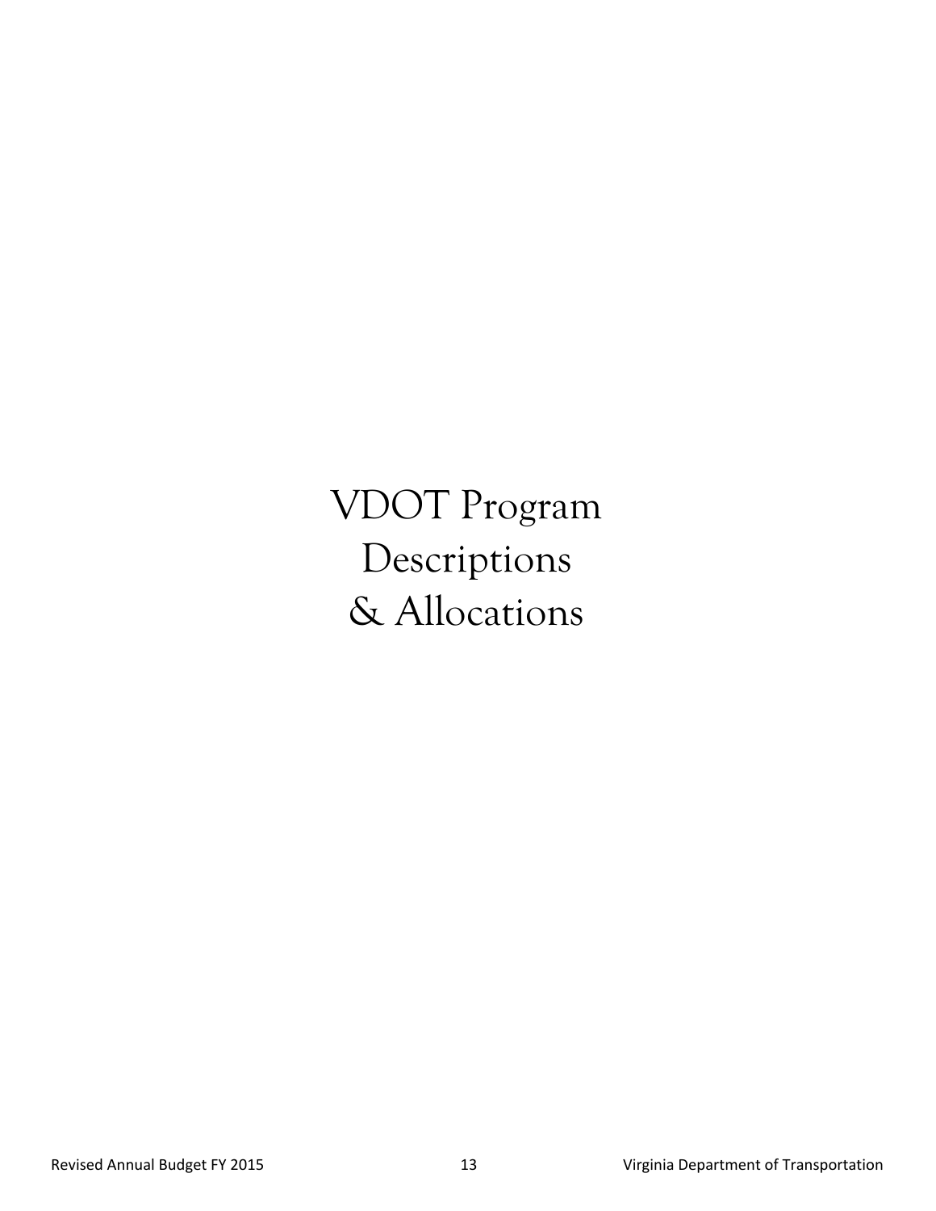# VDOT Program Descriptions & Allocations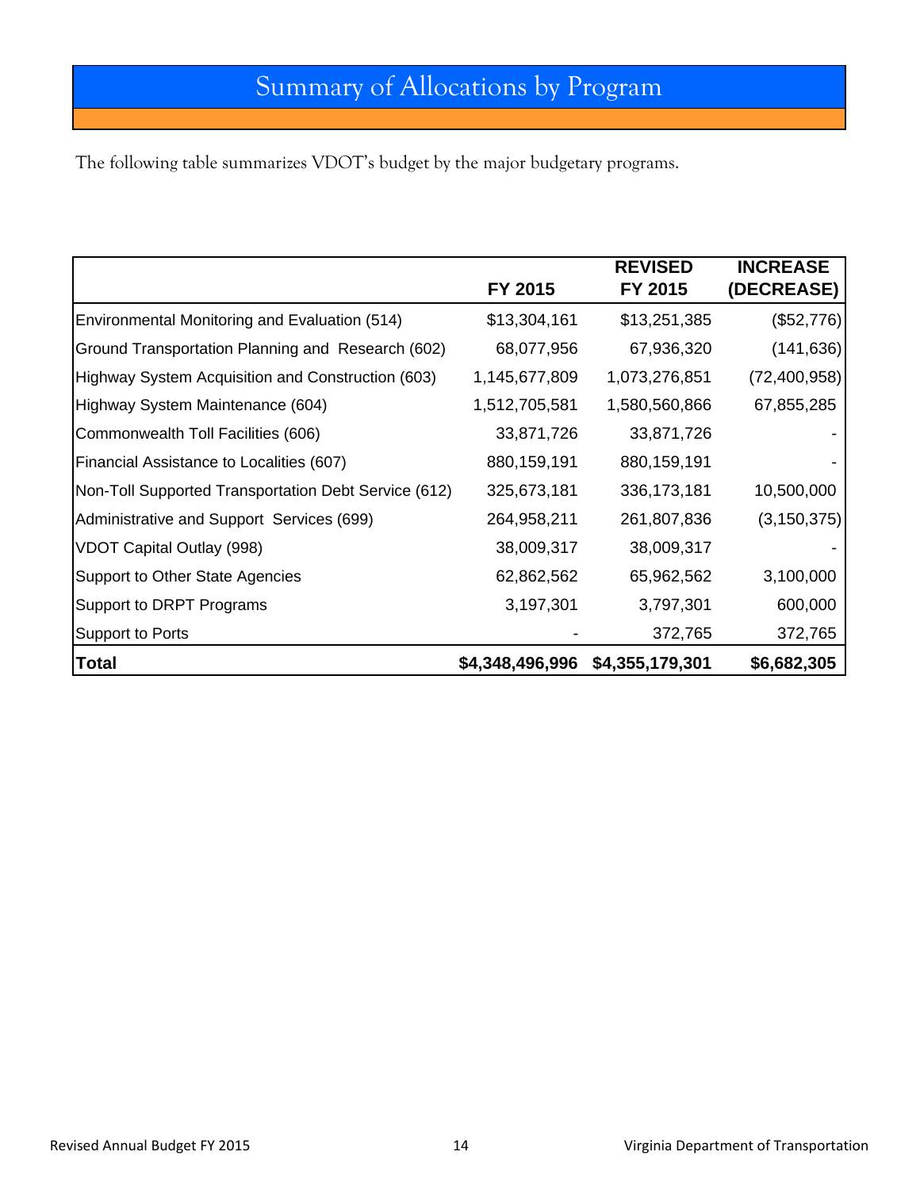# Summary of Allocations by Program

The following table summarizes VDOT's budget by the major budgetary programs.

| | FY 2015 | REVISED FY 2015 | INCREASE (DECREASE) |
|---|---|---|---|
| Environmental Monitoring and Evaluation (514) | $13,304,161 | $13,251,385 | ($52,776) |
| Ground Transportation Planning and Research (602) | 68,077,956 | 67,936,320 | (141,636) |
| Highway System Acquisition and Construction (603) | 1,145,677,809 | 1,073,276,851 | (72,400,958) |
| Highway System Maintenance (604) | 1,512,705,581 | 1,580,560,866 | 67,855,285 |
| Commonwealth Toll Facilities (606) | 33,871,726 | 33,871,726 | - |
| Financial Assistance to Localities (607) | 880,159,191 | 880,159,191 | - |
| Non-Toll Supported Transportation Debt Service (612) | 325,673,181 | 336,173,181 | 10,500,000 |
| Administrative and Support Services (699) | 264,958,211 | 261,807,836 | (3,150,375) |
| VDOT Capital Outlay (998) | 38,009,317 | 38,009,317 | - |
| Support to Other State Agencies | 62,862,562 | 65,962,562 | 3,100,000 |
| Support to DRPT Programs | 3,197,301 | 3,797,301 | 600,000 |
| Support to Ports | - | 372,765 | 372,765 |
| **Total** | **$4,348,496,996** | **$4,355,179,301** | **$6,682,305** |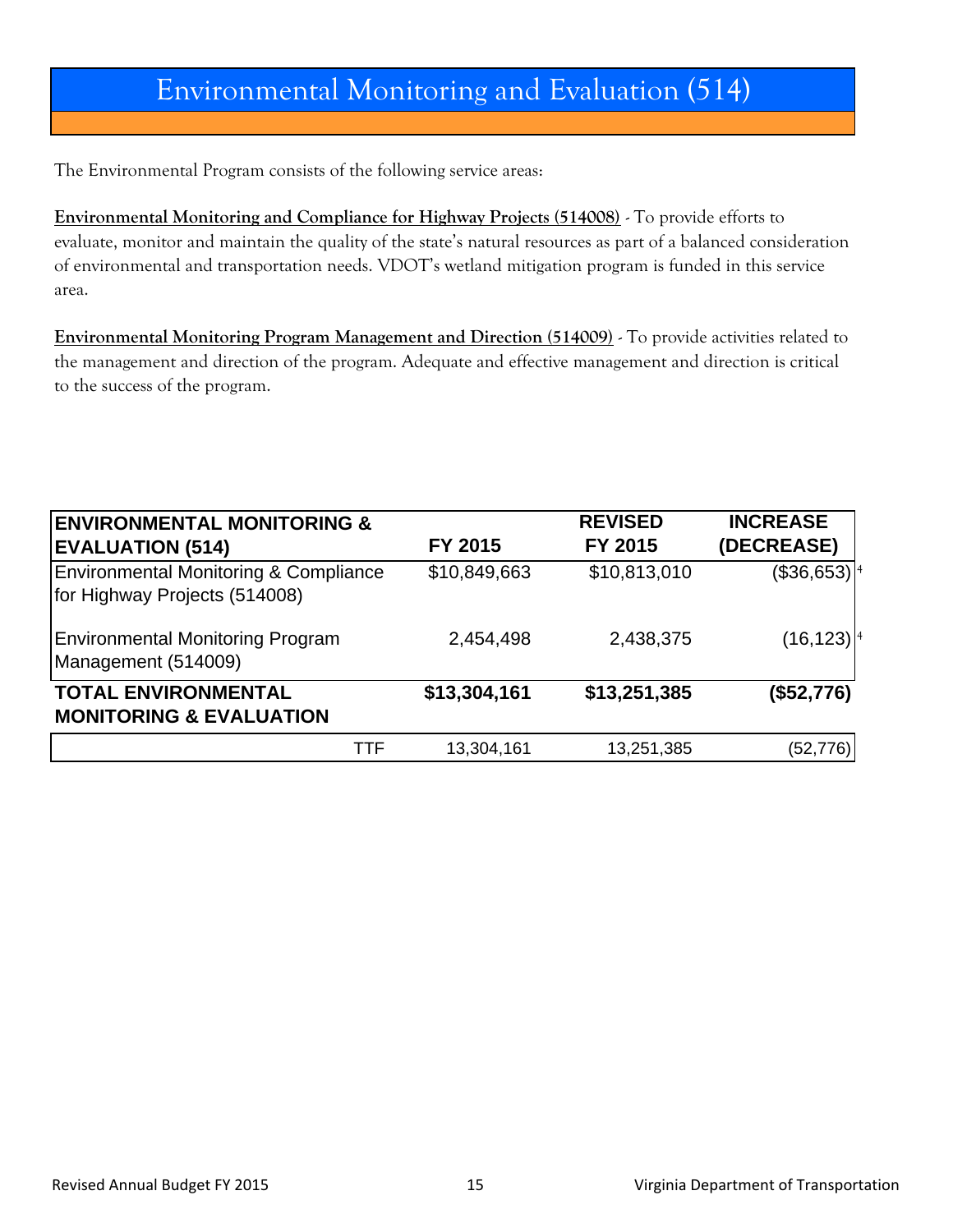# Environmental Monitoring and Evaluation (514)

The Environmental Program consists of the following service areas:

**Environmental Monitoring and Compliance for Highway Projects (514008)** - To provide efforts to evaluate, monitor and maintain the quality of the state's natural resources as part of a balanced consideration of environmental and transportation needs. VDOT's wetland mitigation program is funded in this service area.

**Environmental Monitoring Program Management and Direction (514009)** - To provide activities related to the management and direction of the program. Adequate and effective management and direction is critical to the success of the program.

| ENVIRONMENTAL MONITORING & EVALUATION (514) | FY 2015 | REVISED FY 2015 | INCREASE (DECREASE) |
|---|---|---|---|
| Environmental Monitoring & Compliance for Highway Projects (514008) | $10,849,663 | $10,813,010 | ($36,653) [4] |
| Environmental Monitoring Program Management (514009) | 2,454,498 | 2,438,375 | (16,123) [4] |
| **TOTAL ENVIRONMENTAL MONITORING & EVALUATION** | **$13,304,161** | **$13,251,385** | **($52,776)** |
| TTF | 13,304,161 | 13,251,385 | (52,776) |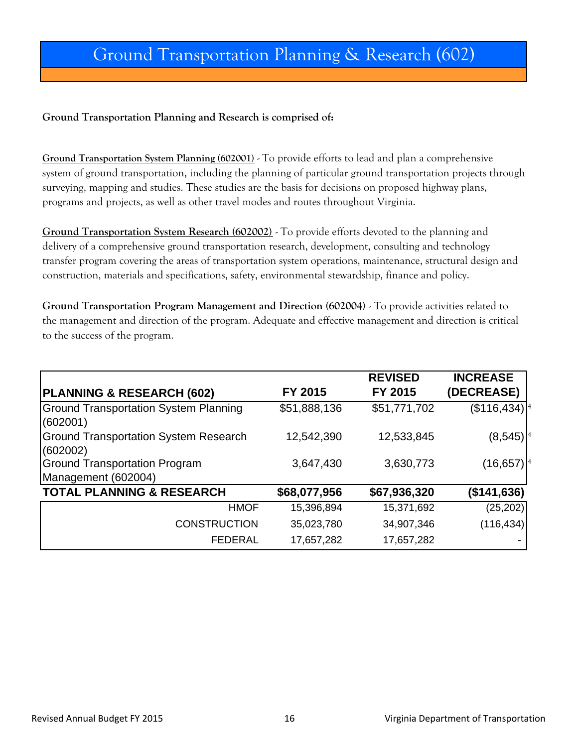# Ground Transportation Planning & Research (602)

**Ground Transportation Planning and Research is comprised of:**

**Ground Transportation System Planning (602001)** - To provide efforts to lead and plan a comprehensive system of ground transportation, including the planning of particular ground transportation projects through surveying, mapping and studies. These studies are the basis for decisions on proposed highway plans, programs and projects, as well as other travel modes and routes throughout Virginia.

**Ground Transportation System Research (602002)** - To provide efforts devoted to the planning and delivery of a comprehensive ground transportation research, development, consulting and technology transfer program covering the areas of transportation system operations, maintenance, structural design and construction, materials and specifications, safety, environmental stewardship, finance and policy.

**Ground Transportation Program Management and Direction (602004)** - To provide activities related to the management and direction of the program. Adequate and effective management and direction is critical to the success of the program.

| PLANNING & RESEARCH (602) | FY 2015 | REVISED FY 2015 | INCREASE (DECREASE) |
|---|---|---|---|
| Ground Transportation System Planning (602001) | $51,888,136 | $51,771,702 | ($116,434) [4] |
| Ground Transportation System Research (602002) | 12,542,390 | 12,533,845 | (8,545) [4] |
| Ground Transportation Program Management (602004) | 3,647,430 | 3,630,773 | (16,657) [4] |
| **TOTAL PLANNING & RESEARCH** | **$68,077,956** | **$67,936,320** | **($141,636)** |
| HMOF | 15,396,894 | 15,371,692 | (25,202) |
| CONSTRUCTION | 35,023,780 | 34,907,346 | (116,434) |
| FEDERAL | 17,657,282 | 17,657,282 | - |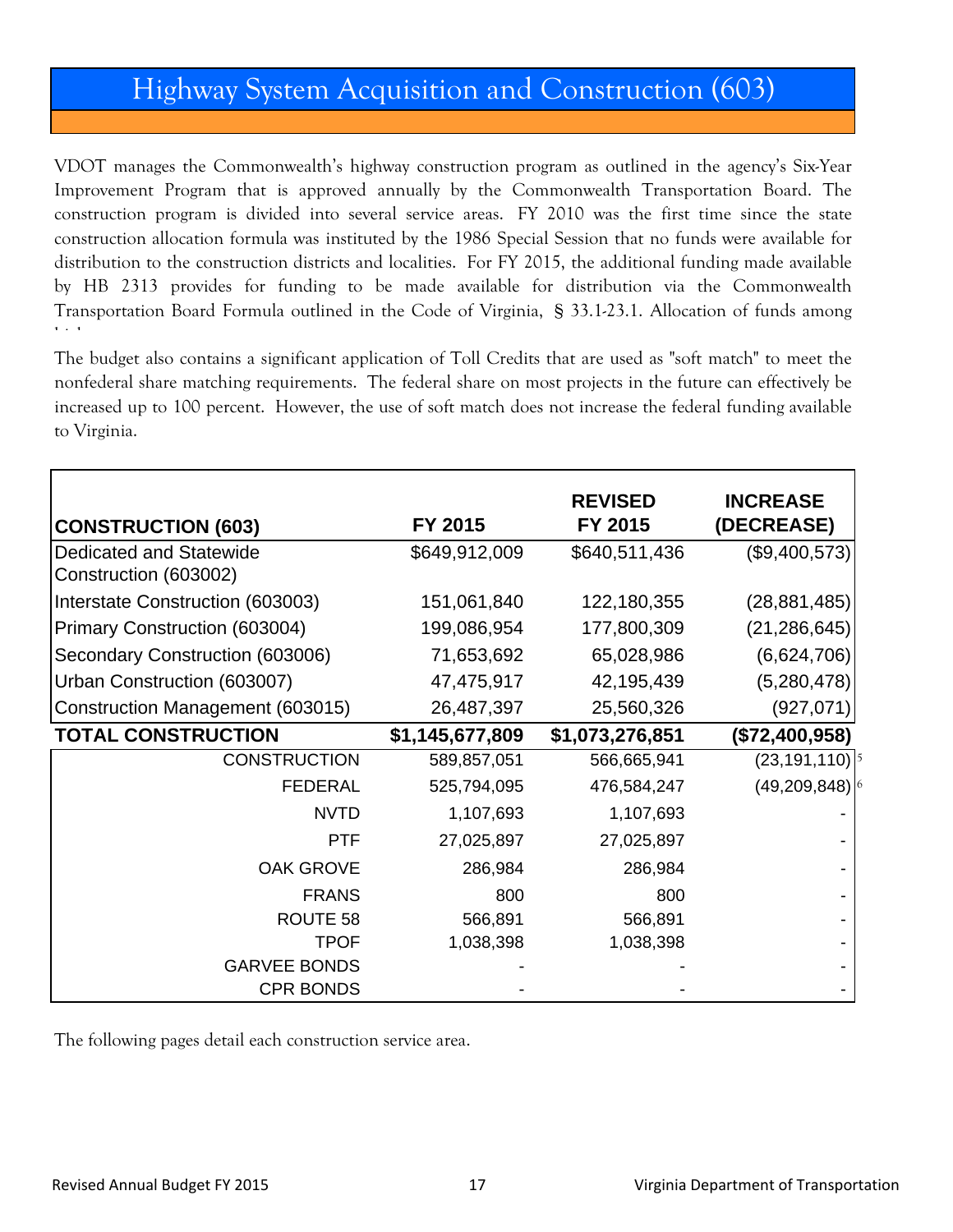# Highway System Acquisition and Construction (603)

VDOT manages the Commonwealth's highway construction program as outlined in the agency's Six-Year Improvement Program that is approved annually by the Commonwealth Transportation Board. The construction program is divided into several service areas. FY 2010 was the first time since the state construction allocation formula was instituted by the 1986 Special Session that no funds were available for distribution to the construction districts and localities. For FY 2015, the additional funding made available by HB 2313 provides for funding to be made available for distribution via the Commonwealth Transportation Board Formula outlined in the Code of Virginia, § 33.1-23.1. Allocation of funds among

The budget also contains a significant application of Toll Credits that are used as "soft match" to meet the nonfederal share matching requirements. The federal share on most projects in the future can effectively be increased up to 100 percent. However, the use of soft match does not increase the federal funding available to Virginia.

| CONSTRUCTION (603) | FY 2015 | REVISED FY 2015 | INCREASE (DECREASE) |
|---|---|---|---|
| Dedicated and Statewide Construction (603002) | $649,912,009 | $640,511,436 | ($9,400,573) |
| Interstate Construction (603003) | 151,061,840 | 122,180,355 | (28,881,485) |
| Primary Construction (603004) | 199,086,954 | 177,800,309 | (21,286,645) |
| Secondary Construction (603006) | 71,653,692 | 65,028,986 | (6,624,706) |
| Urban Construction (603007) | 47,475,917 | 42,195,439 | (5,280,478) |
| Construction Management (603015) | 26,487,397 | 25,560,326 | (927,071) |
| **TOTAL CONSTRUCTION** | **$1,145,677,809** | **$1,073,276,851** | **($72,400,958)** |
| CONSTRUCTION | 589,857,051 | 566,665,941 | (23,191,110) [5] |
| FEDERAL | 525,794,095 | 476,584,247 | (49,209,848) [6] |
| NVTD | 1,107,693 | 1,107,693 | - |
| PTF | 27,025,897 | 27,025,897 | - |
| OAK GROVE | 286,984 | 286,984 | - |
| FRANS | 800 | 800 | - |
| ROUTE 58 | 566,891 | 566,891 | - |
| TPOF | 1,038,398 | 1,038,398 | - |
| GARVEE BONDS | - | - | - |
| CPR BONDS | - | - | - |

The following pages detail each construction service area.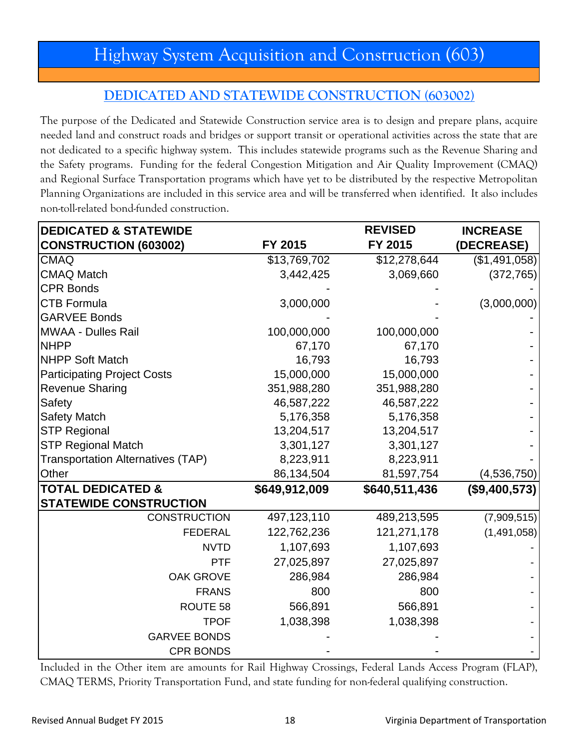# Highway System Acquisition and Construction (603)

## DEDICATED AND STATEWIDE CONSTRUCTION (603002)

The purpose of the Dedicated and Statewide Construction service area is to design and prepare plans, acquire needed land and construct roads and bridges or support transit or operational activities across the state that are not dedicated to a specific highway system. This includes statewide programs such as the Revenue Sharing and the Safety programs. Funding for the federal Congestion Mitigation and Air Quality Improvement (CMAQ) and Regional Surface Transportation programs which have yet to be distributed by the respective Metropolitan Planning Organizations are included in this service area and will be transferred when identified. It also includes non-toll-related bond-funded construction.

| DEDICATED & STATEWIDE CONSTRUCTION (603002) | FY 2015 | REVISED FY 2015 | INCREASE (DECREASE) |
|---|---|---|---|
| CMAQ | $13,769,702 | $12,278,644 | ($1,491,058) |
| CMAQ Match | 3,442,425 | 3,069,660 | (372,765) |
| CPR Bonds | - | - | - |
| CTB Formula | 3,000,000 | - | (3,000,000) |
| GARVEE Bonds | - | - | - |
| MWAA - Dulles Rail | 100,000,000 | 100,000,000 | - |
| NHPP | 67,170 | 67,170 | - |
| NHPP Soft Match | 16,793 | 16,793 | - |
| Participating Project Costs | 15,000,000 | 15,000,000 | - |
| Revenue Sharing | 351,988,280 | 351,988,280 | - |
| Safety | 46,587,222 | 46,587,222 | - |
| Safety Match | 5,176,358 | 5,176,358 | - |
| STP Regional | 13,204,517 | 13,204,517 | - |
| STP Regional Match | 3,301,127 | 3,301,127 | - |
| Transportation Alternatives (TAP) | 8,223,911 | 8,223,911 | - |
| Other | 86,134,504 | 81,597,754 | (4,536,750) |
| **TOTAL DEDICATED & STATEWIDE CONSTRUCTION** | **$649,912,009** | **$640,511,436** | **($9,400,573)** |
| CONSTRUCTION | 497,123,110 | 489,213,595 | (7,909,515) |
| FEDERAL | 122,762,236 | 121,271,178 | (1,491,058) |
| NVTD | 1,107,693 | 1,107,693 | - |
| PTF | 27,025,897 | 27,025,897 | - |
| OAK GROVE | 286,984 | 286,984 | - |
| FRANS | 800 | 800 | - |
| ROUTE 58 | 566,891 | 566,891 | - |
| TPOF | 1,038,398 | 1,038,398 | - |
| GARVEE BONDS | - | - | - |
| CPR BONDS | - | - | - |

Included in the Other item are amounts for Rail Highway Crossings, Federal Lands Access Program (FLAP), CMAQ TERMS, Priority Transportation Fund, and state funding for non-federal qualifying construction.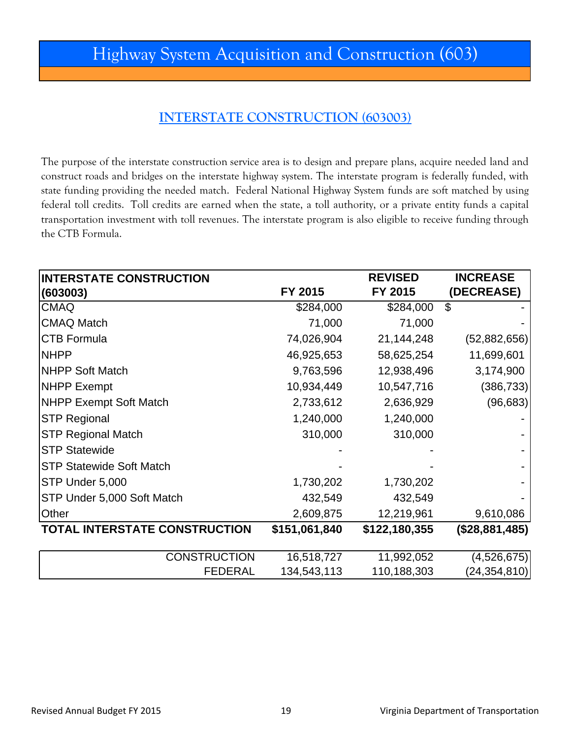# Highway System Acquisition and Construction (603)

## INTERSTATE CONSTRUCTION (603003)

The purpose of the interstate construction service area is to design and prepare plans, acquire needed land and construct roads and bridges on the interstate highway system. The interstate program is federally funded, with state funding providing the needed match. Federal National Highway System funds are soft matched by using federal toll credits. Toll credits are earned when the state, a toll authority, or a private entity funds a capital transportation investment with toll revenues. The interstate program is also eligible to receive funding through the CTB Formula.

| INTERSTATE CONSTRUCTION (603003) | FY 2015 | REVISED FY 2015 | INCREASE (DECREASE) |
|---|---|---|---|
| CMAQ | $284,000 | $284,000 | $ - |
| CMAQ Match | 71,000 | 71,000 | - |
| CTB Formula | 74,026,904 | 21,144,248 | (52,882,656) |
| NHPP | 46,925,653 | 58,625,254 | 11,699,601 |
| NHPP Soft Match | 9,763,596 | 12,938,496 | 3,174,900 |
| NHPP Exempt | 10,934,449 | 10,547,716 | (386,733) |
| NHPP Exempt Soft Match | 2,733,612 | 2,636,929 | (96,683) |
| STP Regional | 1,240,000 | 1,240,000 | - |
| STP Regional Match | 310,000 | 310,000 | - |
| STP Statewide | - | - | - |
| STP Statewide Soft Match | - | - | - |
| STP Under 5,000 | 1,730,202 | 1,730,202 | - |
| STP Under 5,000 Soft Match | 432,549 | 432,549 | - |
| Other | 2,609,875 | 12,219,961 | 9,610,086 |
| **TOTAL INTERSTATE CONSTRUCTION** | **$151,061,840** | **$122,180,355** | **($28,881,485)** |

| | | | |
|---|---|---|---|
| CONSTRUCTION | 16,518,727 | 11,992,052 | (4,526,675) |
| FEDERAL | 134,543,113 | 110,188,303 | (24,354,810) |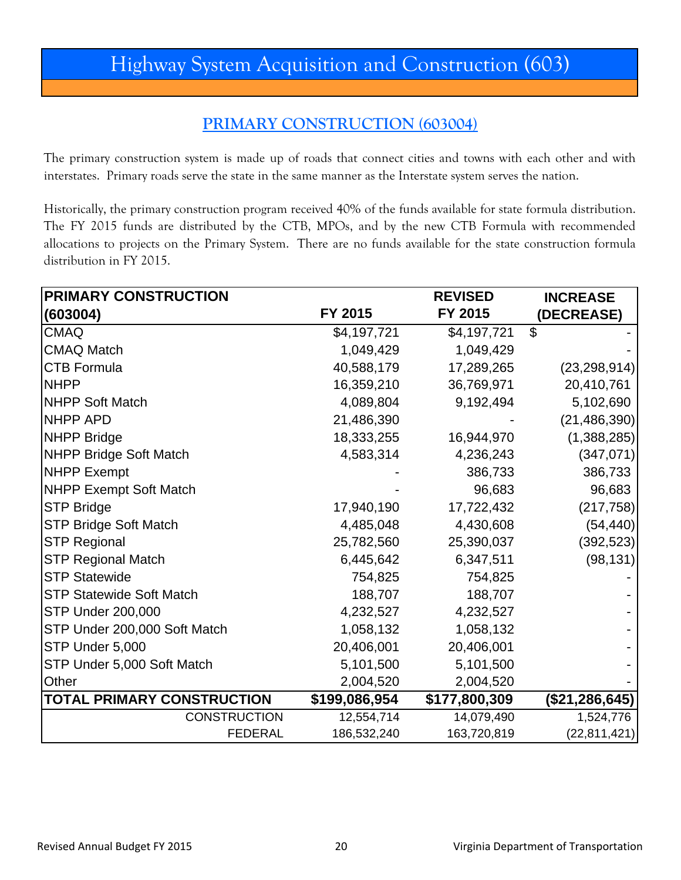# Highway System Acquisition and Construction (603)

## PRIMARY CONSTRUCTION (603004)

The primary construction system is made up of roads that connect cities and towns with each other and with interstates. Primary roads serve the state in the same manner as the Interstate system serves the nation.

Historically, the primary construction program received 40% of the funds available for state formula distribution. The FY 2015 funds are distributed by the CTB, MPOs, and by the new CTB Formula with recommended allocations to projects on the Primary System. There are no funds available for the state construction formula distribution in FY 2015.

| PRIMARY CONSTRUCTION (603004) | FY 2015 | REVISED FY 2015 | INCREASE (DECREASE) |
|---|---|---|---|
| CMAQ | $4,197,721 | $4,197,721 | $ - |
| CMAQ Match | 1,049,429 | 1,049,429 | - |
| CTB Formula | 40,588,179 | 17,289,265 | (23,298,914) |
| NHPP | 16,359,210 | 36,769,971 | 20,410,761 |
| NHPP Soft Match | 4,089,804 | 9,192,494 | 5,102,690 |
| NHPP APD | 21,486,390 | - | (21,486,390) |
| NHPP Bridge | 18,333,255 | 16,944,970 | (1,388,285) |
| NHPP Bridge Soft Match | 4,583,314 | 4,236,243 | (347,071) |
| NHPP Exempt | - | 386,733 | 386,733 |
| NHPP Exempt Soft Match | - | 96,683 | 96,683 |
| STP Bridge | 17,940,190 | 17,722,432 | (217,758) |
| STP Bridge Soft Match | 4,485,048 | 4,430,608 | (54,440) |
| STP Regional | 25,782,560 | 25,390,037 | (392,523) |
| STP Regional Match | 6,445,642 | 6,347,511 | (98,131) |
| STP Statewide | 754,825 | 754,825 | - |
| STP Statewide Soft Match | 188,707 | 188,707 | - |
| STP Under 200,000 | 4,232,527 | 4,232,527 | - |
| STP Under 200,000 Soft Match | 1,058,132 | 1,058,132 | - |
| STP Under 5,000 | 20,406,001 | 20,406,001 | - |
| STP Under 5,000 Soft Match | 5,101,500 | 5,101,500 | - |
| Other | 2,004,520 | 2,004,520 | - |
| **TOTAL PRIMARY CONSTRUCTION** | **$199,086,954** | **$177,800,309** | **($21,286,645)** |
| CONSTRUCTION | 12,554,714 | 14,079,490 | 1,524,776 |
| FEDERAL | 186,532,240 | 163,720,819 | (22,811,421) |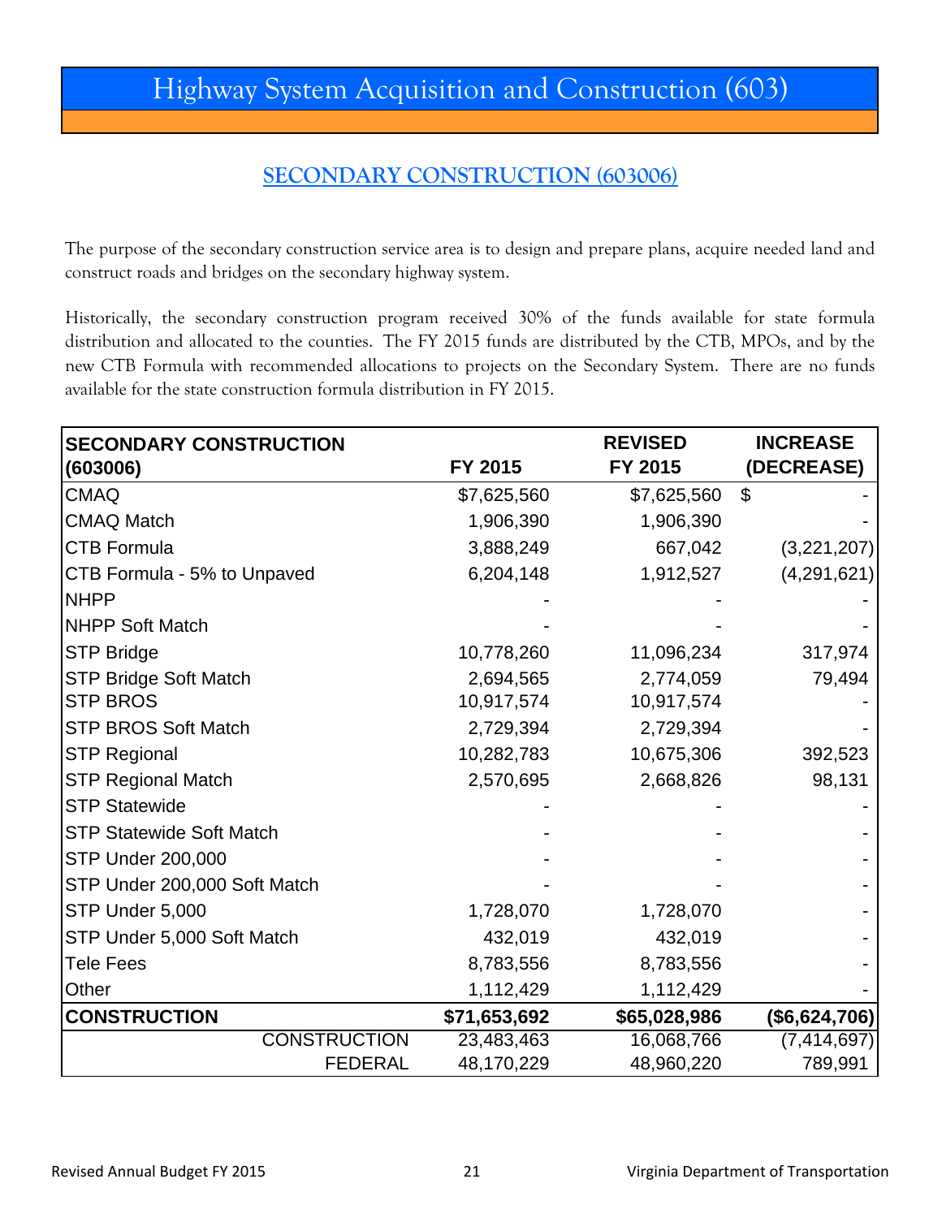# Highway System Acquisition and Construction (603)

## SECONDARY CONSTRUCTION (603006)

The purpose of the secondary construction service area is to design and prepare plans, acquire needed land and construct roads and bridges on the secondary highway system.

Historically, the secondary construction program received 30% of the funds available for state formula distribution and allocated to the counties. The FY 2015 funds are distributed by the CTB, MPOs, and by the new CTB Formula with recommended allocations to projects on the Secondary System. There are no funds available for the state construction formula distribution in FY 2015.

| SECONDARY CONSTRUCTION (603006) | FY 2015 | REVISED FY 2015 | INCREASE (DECREASE) |
|---|---|---|---|
| CMAQ | $7,625,560 | $7,625,560 | $ - |
| CMAQ Match | 1,906,390 | 1,906,390 | - |
| CTB Formula | 3,888,249 | 667,042 | (3,221,207) |
| CTB Formula - 5% to Unpaved | 6,204,148 | 1,912,527 | (4,291,621) |
| NHPP | - | - | - |
| NHPP Soft Match | - | - | - |
| STP Bridge | 10,778,260 | 11,096,234 | 317,974 |
| STP Bridge Soft Match | 2,694,565 | 2,774,059 | 79,494 |
| STP BROS | 10,917,574 | 10,917,574 | - |
| STP BROS Soft Match | 2,729,394 | 2,729,394 | - |
| STP Regional | 10,282,783 | 10,675,306 | 392,523 |
| STP Regional Match | 2,570,695 | 2,668,826 | 98,131 |
| STP Statewide | - | - | - |
| STP Statewide Soft Match | - | - | - |
| STP Under 200,000 | - | - | - |
| STP Under 200,000 Soft Match | - | - | - |
| STP Under 5,000 | 1,728,070 | 1,728,070 | - |
| STP Under 5,000 Soft Match | 432,019 | 432,019 | - |
| Tele Fees | 8,783,556 | 8,783,556 | - |
| Other | 1,112,429 | 1,112,429 | - |
| **CONSTRUCTION** | **$71,653,692** | **$65,028,986** | **($6,624,706)** |
| CONSTRUCTION | 23,483,463 | 16,068,766 | (7,414,697) |
| FEDERAL | 48,170,229 | 48,960,220 | 789,991 |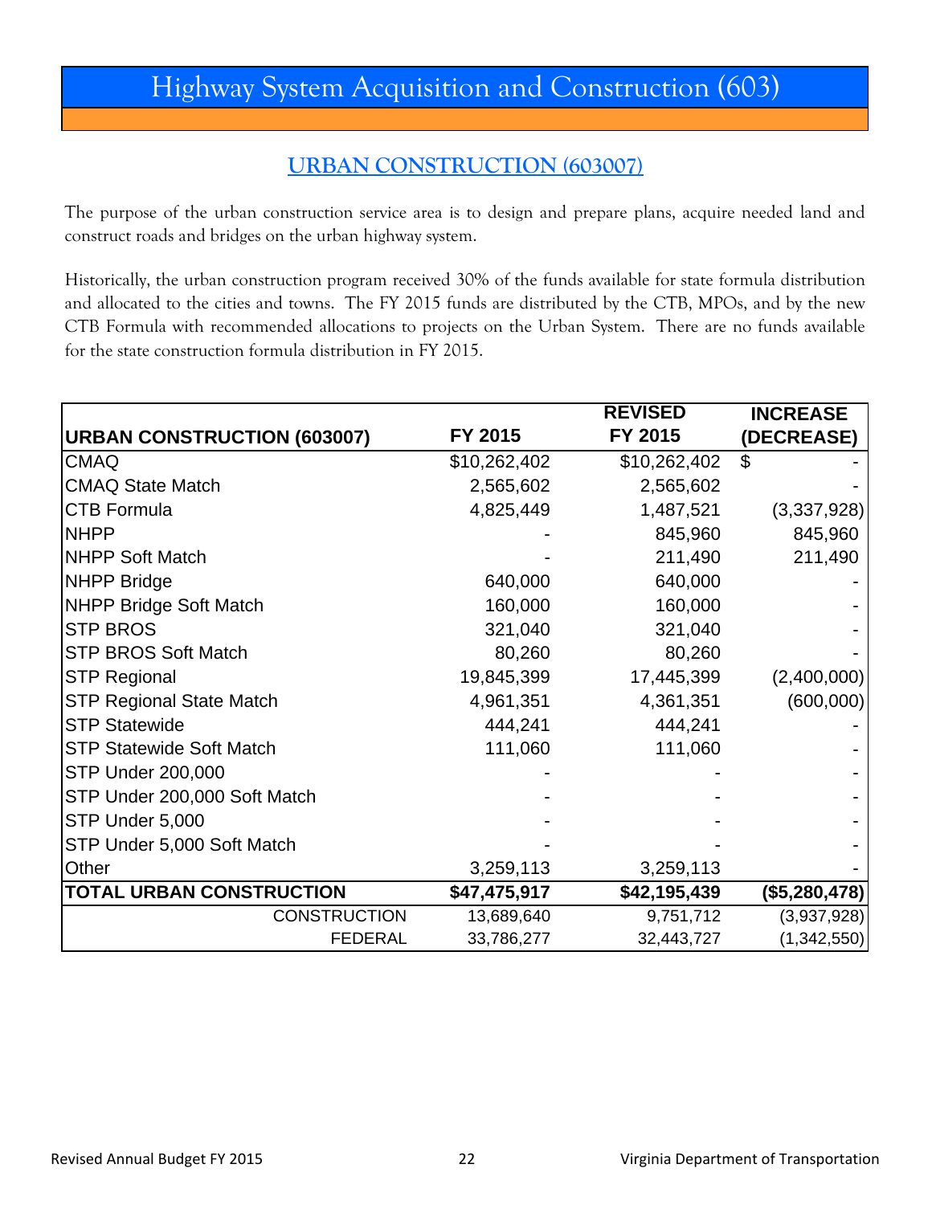# Highway System Acquisition and Construction (603)

## URBAN CONSTRUCTION (603007)

The purpose of the urban construction service area is to design and prepare plans, acquire needed land and construct roads and bridges on the urban highway system.

Historically, the urban construction program received 30% of the funds available for state formula distribution and allocated to the cities and towns. The FY 2015 funds are distributed by the CTB, MPOs, and by the new CTB Formula with recommended allocations to projects on the Urban System. There are no funds available for the state construction formula distribution in FY 2015.

| URBAN CONSTRUCTION (603007) | FY 2015 | REVISED FY 2015 | INCREASE (DECREASE) |
|---|---|---|---|
| CMAQ | $10,262,402 | $10,262,402 | $ - |
| CMAQ State Match | 2,565,602 | 2,565,602 | - |
| CTB Formula | 4,825,449 | 1,487,521 | (3,337,928) |
| NHPP | - | 845,960 | 845,960 |
| NHPP Soft Match | - | 211,490 | 211,490 |
| NHPP Bridge | 640,000 | 640,000 | - |
| NHPP Bridge Soft Match | 160,000 | 160,000 | - |
| STP BROS | 321,040 | 321,040 | - |
| STP BROS Soft Match | 80,260 | 80,260 | - |
| STP Regional | 19,845,399 | 17,445,399 | (2,400,000) |
| STP Regional State Match | 4,961,351 | 4,361,351 | (600,000) |
| STP Statewide | 444,241 | 444,241 | - |
| STP Statewide Soft Match | 111,060 | 111,060 | - |
| STP Under 200,000 | - | - | - |
| STP Under 200,000 Soft Match | - | - | - |
| STP Under 5,000 | - | - | - |
| STP Under 5,000 Soft Match | - | - | - |
| Other | 3,259,113 | 3,259,113 | - |
| **TOTAL URBAN CONSTRUCTION** | **$47,475,917** | **$42,195,439** | **($5,280,478)** |
| CONSTRUCTION | 13,689,640 | 9,751,712 | (3,937,928) |
| FEDERAL | 33,786,277 | 32,443,727 | (1,342,550) |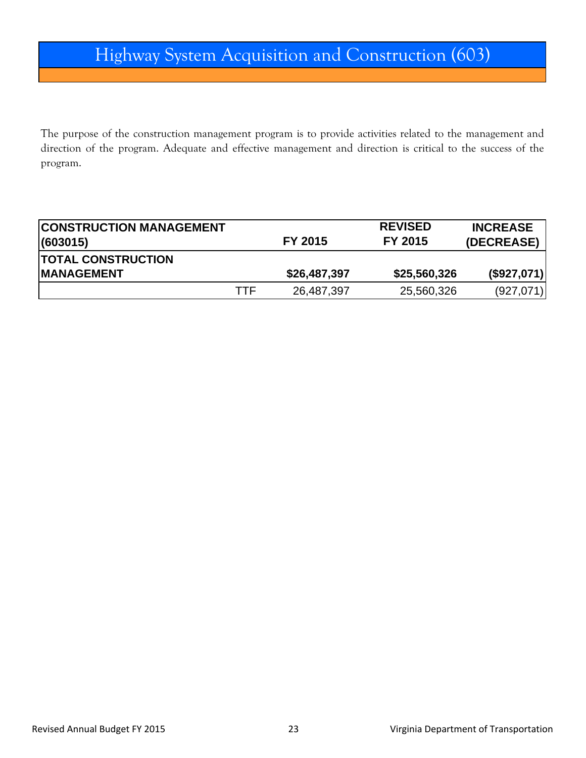# Highway System Acquisition and Construction (603)

The purpose of the construction management program is to provide activities related to the management and direction of the program. Adequate and effective management and direction is critical to the success of the program.

| CONSTRUCTION MANAGEMENT (603015) | | FY 2015 | REVISED FY 2015 | INCREASE (DECREASE) |
|---|---|---|---|---|
| **TOTAL CONSTRUCTION MANAGEMENT** | | **$26,487,397** | **$25,560,326** | **($927,071)** |
| | TTF | 26,487,397 | 25,560,326 | (927,071) |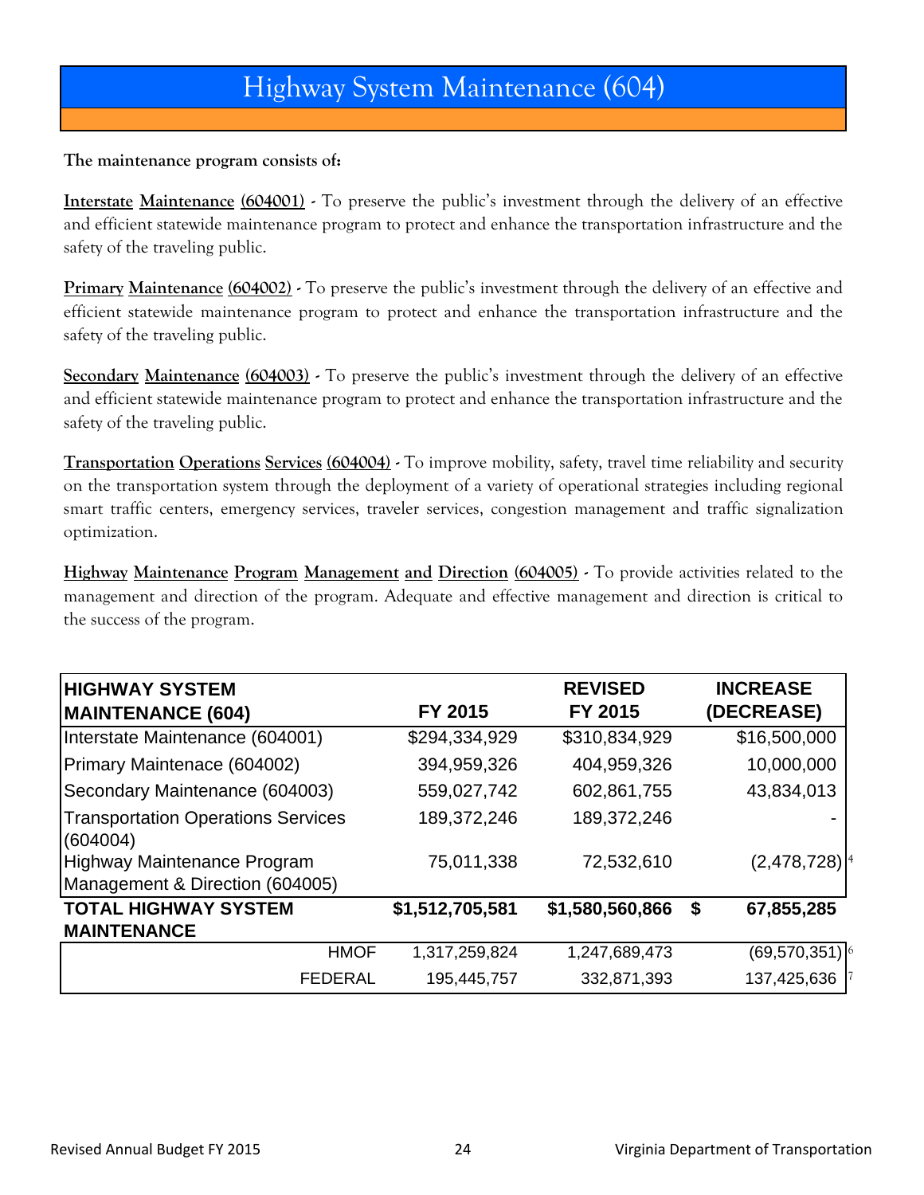# Highway System Maintenance (604)

**The maintenance program consists of:**

**Interstate Maintenance (604001)** - To preserve the public's investment through the delivery of an effective and efficient statewide maintenance program to protect and enhance the transportation infrastructure and the safety of the traveling public.

**Primary Maintenance (604002)** - To preserve the public's investment through the delivery of an effective and efficient statewide maintenance program to protect and enhance the transportation infrastructure and the safety of the traveling public.

**Secondary Maintenance (604003)** - To preserve the public's investment through the delivery of an effective and efficient statewide maintenance program to protect and enhance the transportation infrastructure and the safety of the traveling public.

**Transportation Operations Services (604004)** - To improve mobility, safety, travel time reliability and security on the transportation system through the deployment of a variety of operational strategies including regional smart traffic centers, emergency services, traveler services, congestion management and traffic signalization optimization.

**Highway Maintenance Program Management and Direction (604005)** - To provide activities related to the management and direction of the program. Adequate and effective management and direction is critical to the success of the program.

| HIGHWAY SYSTEM MAINTENANCE (604) | FY 2015 | REVISED FY 2015 | INCREASE (DECREASE) |
|---|---|---|---|
| Interstate Maintenance (604001) | $294,334,929 | $310,834,929 | $16,500,000 |
| Primary Maintenace (604002) | 394,959,326 | 404,959,326 | 10,000,000 |
| Secondary Maintenance (604003) | 559,027,742 | 602,861,755 | 43,834,013 |
| Transportation Operations Services (604004) | 189,372,246 | 189,372,246 | - |
| Highway Maintenance Program Management & Direction (604005) | 75,011,338 | 72,532,610 | (2,478,728) [4] |
| **TOTAL HIGHWAY SYSTEM MAINTENANCE** | **$1,512,705,581** | **$1,580,560,866** | **$ 67,855,285** |
| HMOF | 1,317,259,824 | 1,247,689,473 | (69,570,351) [6] |
| FEDERAL | 195,445,757 | 332,871,393 | 137,425,636 [7] |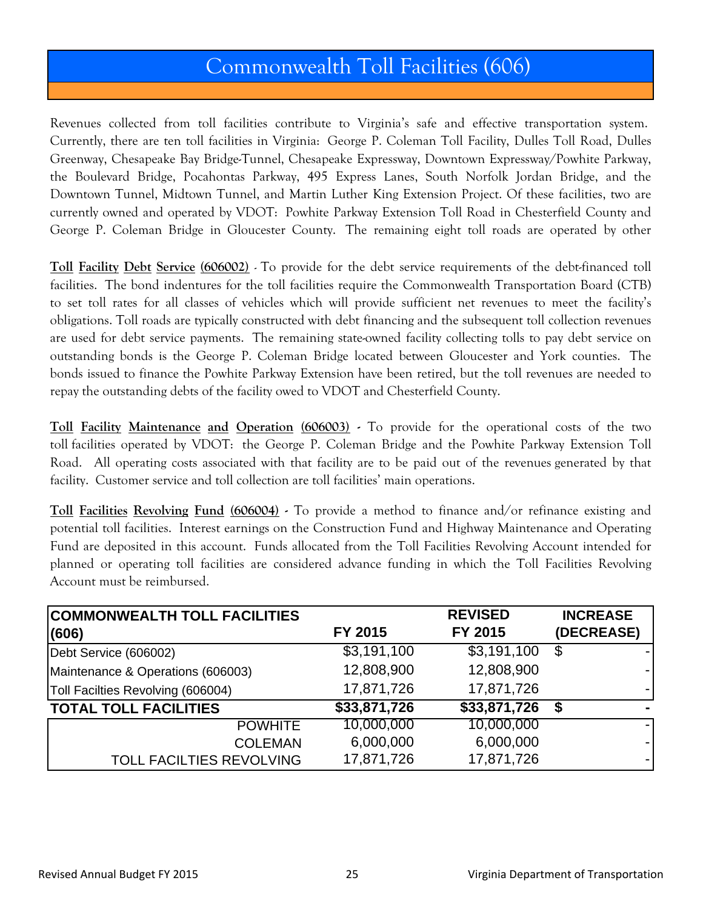# Commonwealth Toll Facilities (606)

Revenues collected from toll facilities contribute to Virginia's safe and effective transportation system. Currently, there are ten toll facilities in Virginia: George P. Coleman Toll Facility, Dulles Toll Road, Dulles Greenway, Chesapeake Bay Bridge-Tunnel, Chesapeake Expressway, Downtown Expressway/Powhite Parkway, the Boulevard Bridge, Pocahontas Parkway, 495 Express Lanes, South Norfolk Jordan Bridge, and the Downtown Tunnel, Midtown Tunnel, and Martin Luther King Extension Project. Of these facilities, two are currently owned and operated by VDOT: Powhite Parkway Extension Toll Road in Chesterfield County and George P. Coleman Bridge in Gloucester County. The remaining eight toll roads are operated by other

**Toll Facility Debt Service (606002)** - To provide for the debt service requirements of the debt-financed toll facilities. The bond indentures for the toll facilities require the Commonwealth Transportation Board (CTB) to set toll rates for all classes of vehicles which will provide sufficient net revenues to meet the facility's obligations. Toll roads are typically constructed with debt financing and the subsequent toll collection revenues are used for debt service payments. The remaining state-owned facility collecting tolls to pay debt service on outstanding bonds is the George P. Coleman Bridge located between Gloucester and York counties. The bonds issued to finance the Powhite Parkway Extension have been retired, but the toll revenues are needed to repay the outstanding debts of the facility owed to VDOT and Chesterfield County.

**Toll Facility Maintenance and Operation (606003)** - To provide for the operational costs of the two toll facilities operated by VDOT: the George P. Coleman Bridge and the Powhite Parkway Extension Toll Road. All operating costs associated with that facility are to be paid out of the revenues generated by that facility. Customer service and toll collection are toll facilities' main operations.

**Toll Facilities Revolving Fund (606004)** - To provide a method to finance and/or refinance existing and potential toll facilities. Interest earnings on the Construction Fund and Highway Maintenance and Operating Fund are deposited in this account. Funds allocated from the Toll Facilities Revolving Account intended for planned or operating toll facilities are considered advance funding in which the Toll Facilities Revolving Account must be reimbursed.

| COMMONWEALTH TOLL FACILITIES (606) | FY 2015 | REVISED FY 2015 | INCREASE (DECREASE) |
|---|---|---|---|
| Debt Service (606002) | $3,191,100 | $3,191,100 | $ - |
| Maintenance & Operations (606003) | 12,808,900 | 12,808,900 | - |
| Toll Facilties Revolving (606004) | 17,871,726 | 17,871,726 | - |
| **TOTAL TOLL FACILITIES** | **$33,871,726** | **$33,871,726** | **$ -** |
| POWHITE | 10,000,000 | 10,000,000 | - |
| COLEMAN | 6,000,000 | 6,000,000 | - |
| TOLL FACILTIES REVOLVING | 17,871,726 | 17,871,726 | - |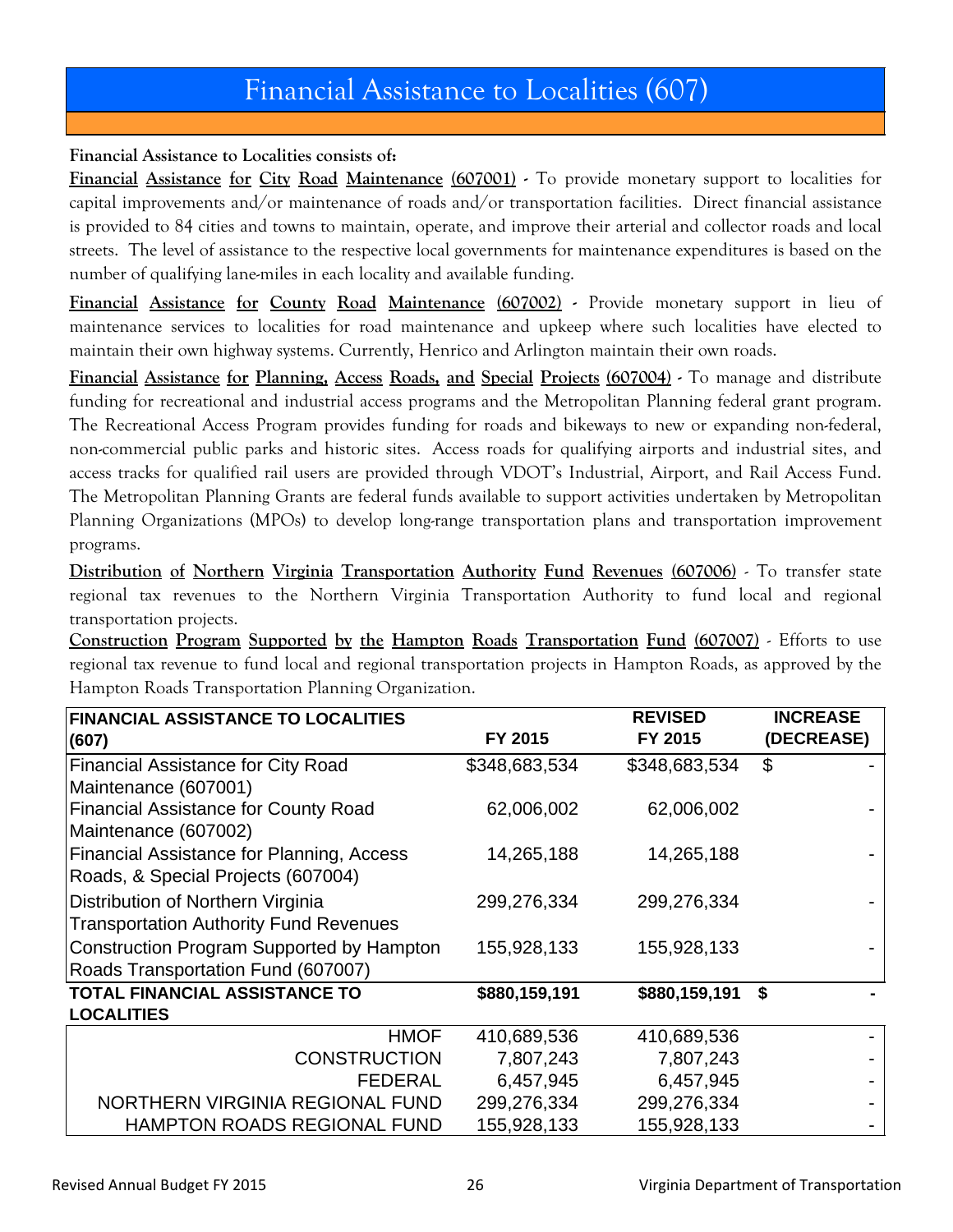# Financial Assistance to Localities (607)

**Financial Assistance to Localities consists of:**

**Financial Assistance for City Road Maintenance (607001)** - To provide monetary support to localities for capital improvements and/or maintenance of roads and/or transportation facilities. Direct financial assistance is provided to 84 cities and towns to maintain, operate, and improve their arterial and collector roads and local streets. The level of assistance to the respective local governments for maintenance expenditures is based on the number of qualifying lane-miles in each locality and available funding.

**Financial Assistance for County Road Maintenance (607002)** - Provide monetary support in lieu of maintenance services to localities for road maintenance and upkeep where such localities have elected to maintain their own highway systems. Currently, Henrico and Arlington maintain their own roads.

**Financial Assistance for Planning, Access Roads, and Special Projects (607004)** - To manage and distribute funding for recreational and industrial access programs and the Metropolitan Planning federal grant program. The Recreational Access Program provides funding for roads and bikeways to new or expanding non-federal, non-commercial public parks and historic sites. Access roads for qualifying airports and industrial sites, and access tracks for qualified rail users are provided through VDOT's Industrial, Airport, and Rail Access Fund. The Metropolitan Planning Grants are federal funds available to support activities undertaken by Metropolitan Planning Organizations (MPOs) to develop long-range transportation plans and transportation improvement programs.

**Distribution of Northern Virginia Transportation Authority Fund Revenues (607006)** - To transfer state regional tax revenues to the Northern Virginia Transportation Authority to fund local and regional transportation projects.

**Construction Program Supported by the Hampton Roads Transportation Fund (607007)** - Efforts to use regional tax revenue to fund local and regional transportation projects in Hampton Roads, as approved by the Hampton Roads Transportation Planning Organization.

| FINANCIAL ASSISTANCE TO LOCALITIES (607) | FY 2015 | REVISED FY 2015 | INCREASE (DECREASE) |
|---|---|---|---|
| Financial Assistance for City Road Maintenance (607001) | $348,683,534 | $348,683,534 | $ - |
| Financial Assistance for County Road Maintenance (607002) | 62,006,002 | 62,006,002 | - |
| Financial Assistance for Planning, Access Roads, & Special Projects (607004) | 14,265,188 | 14,265,188 | - |
| Distribution of Northern Virginia Transportation Authority Fund Revenues | 299,276,334 | 299,276,334 | - |
| Construction Program Supported by Hampton Roads Transportation Fund (607007) | 155,928,133 | 155,928,133 | - |
| **TOTAL FINANCIAL ASSISTANCE TO LOCALITIES** | **$880,159,191** | **$880,159,191** | **$ -** |
| HMOF | 410,689,536 | 410,689,536 | - |
| CONSTRUCTION | 7,807,243 | 7,807,243 | - |
| FEDERAL | 6,457,945 | 6,457,945 | - |
| NORTHERN VIRGINIA REGIONAL FUND | 299,276,334 | 299,276,334 | - |
| HAMPTON ROADS REGIONAL FUND | 155,928,133 | 155,928,133 | - |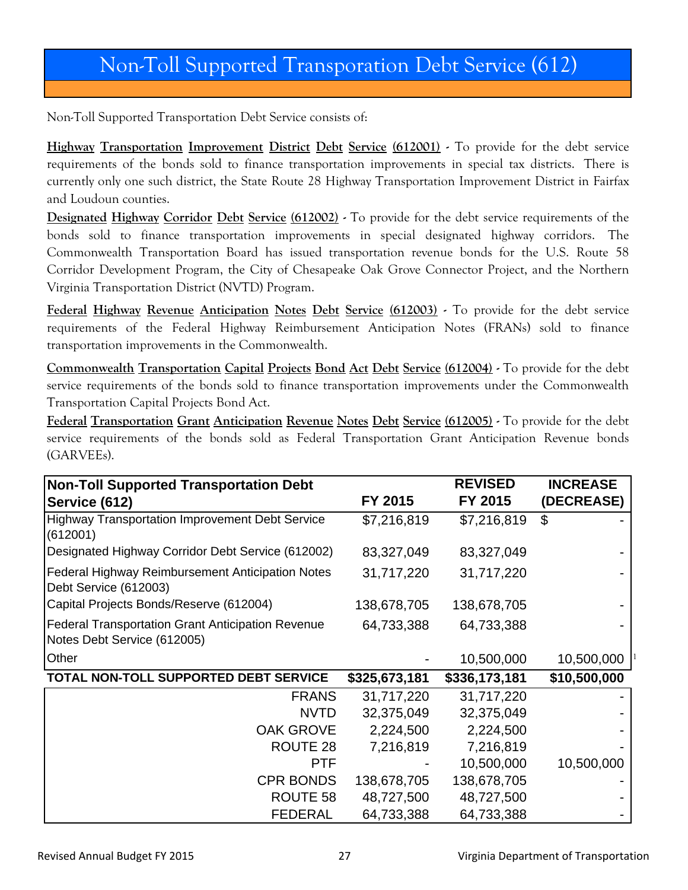# Non-Toll Supported Transportation Debt Service (612)

Non-Toll Supported Transportation Debt Service consists of:

**Highway Transportation Improvement District Debt Service (612001)** - To provide for the debt service requirements of the bonds sold to finance transportation improvements in special tax districts. There is currently only one such district, the State Route 28 Highway Transportation Improvement District in Fairfax and Loudoun counties.

**Designated Highway Corridor Debt Service (612002)** - To provide for the debt service requirements of the bonds sold to finance transportation improvements in special designated highway corridors. The Commonwealth Transportation Board has issued transportation revenue bonds for the U.S. Route 58 Corridor Development Program, the City of Chesapeake Oak Grove Connector Project, and the Northern Virginia Transportation District (NVTD) Program.

**Federal Highway Revenue Anticipation Notes Debt Service (612003)** - To provide for the debt service requirements of the Federal Highway Reimbursement Anticipation Notes (FRANs) sold to finance transportation improvements in the Commonwealth.

**Commonwealth Transportation Capital Projects Bond Act Debt Service (612004)** - To provide for the debt service requirements of the bonds sold to finance transportation improvements under the Commonwealth Transportation Capital Projects Bond Act.

**Federal Transportation Grant Anticipation Revenue Notes Debt Service (612005)** - To provide for the debt service requirements of the bonds sold as Federal Transportation Grant Anticipation Revenue bonds (GARVEEs).

| Non-Toll Supported Transportation Debt Service (612) | FY 2015 | REVISED FY 2015 | INCREASE (DECREASE) |
|---|---|---|---|
| Highway Transportation Improvement Debt Service (612001) | $7,216,819 | $7,216,819 | $ - |
| Designated Highway Corridor Debt Service (612002) | 83,327,049 | 83,327,049 | - |
| Federal Highway Reimbursement Anticipation Notes Debt Service (612003) | 31,717,220 | 31,717,220 | - |
| Capital Projects Bonds/Reserve (612004) | 138,678,705 | 138,678,705 | - |
| Federal Transportation Grant Anticipation Revenue Notes Debt Service (612005) | 64,733,388 | 64,733,388 | - |
| Other | - | 10,500,000 | 10,500,000 [1] |
| **TOTAL NON-TOLL SUPPORTED DEBT SERVICE** | **$325,673,181** | **$336,173,181** | **$10,500,000** |
| FRANS | 31,717,220 | 31,717,220 | - |
| NVTD | 32,375,049 | 32,375,049 | - |
| OAK GROVE | 2,224,500 | 2,224,500 | - |
| ROUTE 28 | 7,216,819 | 7,216,819 | - |
| PTF | - | 10,500,000 | 10,500,000 |
| CPR BONDS | 138,678,705 | 138,678,705 | - |
| ROUTE 58 | 48,727,500 | 48,727,500 | - |
| FEDERAL | 64,733,388 | 64,733,388 | - |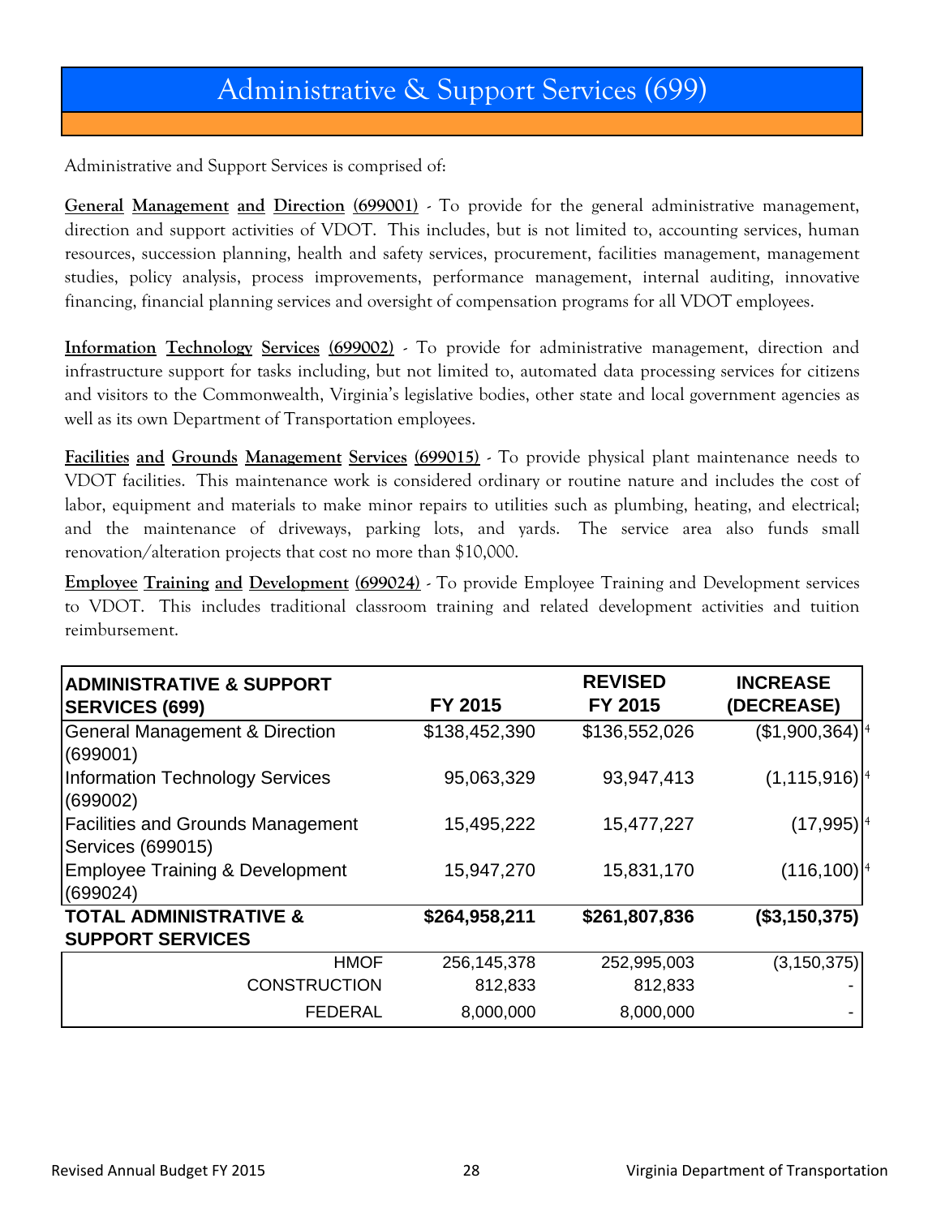# Administrative & Support Services (699)

Administrative and Support Services is comprised of:

**General Management and Direction (699001)** - To provide for the general administrative management, direction and support activities of VDOT. This includes, but is not limited to, accounting services, human resources, succession planning, health and safety services, procurement, facilities management, management studies, policy analysis, process improvements, performance management, internal auditing, innovative financing, financial planning services and oversight of compensation programs for all VDOT employees.

**Information Technology Services (699002)** - To provide for administrative management, direction and infrastructure support for tasks including, but not limited to, automated data processing services for citizens and visitors to the Commonwealth, Virginia's legislative bodies, other state and local government agencies as well as its own Department of Transportation employees.

**Facilities and Grounds Management Services (699015)** - To provide physical plant maintenance needs to VDOT facilities. This maintenance work is considered ordinary or routine nature and includes the cost of labor, equipment and materials to make minor repairs to utilities such as plumbing, heating, and electrical; and the maintenance of driveways, parking lots, and yards. The service area also funds small renovation/alteration projects that cost no more than $10,000.

**Employee Training and Development (699024)** - To provide Employee Training and Development services to VDOT. This includes traditional classroom training and related development activities and tuition reimbursement.

| ADMINISTRATIVE & SUPPORT SERVICES (699) | FY 2015 | REVISED FY 2015 | INCREASE (DECREASE) |
|---|---|---|---|
| General Management & Direction (699001) | $138,452,390 | $136,552,026 | ($1,900,364) [4] |
| Information Technology Services (699002) | 95,063,329 | 93,947,413 | (1,115,916) [4] |
| Facilities and Grounds Management Services (699015) | 15,495,222 | 15,477,227 | (17,995) [4] |
| Employee Training & Development (699024) | 15,947,270 | 15,831,170 | (116,100) [4] |
| **TOTAL ADMINISTRATIVE & SUPPORT SERVICES** | **$264,958,211** | **$261,807,836** | **($3,150,375)** |
| HMOF | 256,145,378 | 252,995,003 | (3,150,375) |
| CONSTRUCTION | 812,833 | 812,833 | - |
| FEDERAL | 8,000,000 | 8,000,000 | - |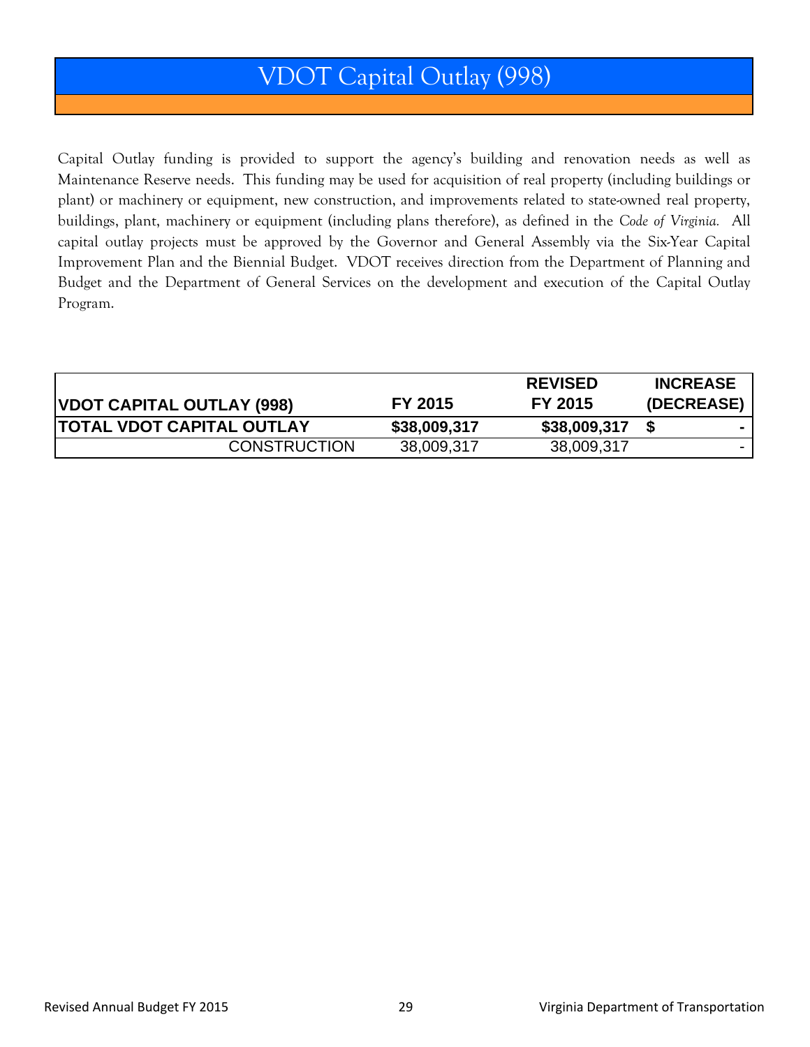# VDOT Capital Outlay (998)

Capital Outlay funding is provided to support the agency's building and renovation needs as well as Maintenance Reserve needs. This funding may be used for acquisition of real property (including buildings or plant) or machinery or equipment, new construction, and improvements related to state-owned real property, buildings, plant, machinery or equipment (including plans therefore), as defined in the *Code of Virginia.* All capital outlay projects must be approved by the Governor and General Assembly via the Six-Year Capital Improvement Plan and the Biennial Budget. VDOT receives direction from the Department of Planning and Budget and the Department of General Services on the development and execution of the Capital Outlay Program.

| VDOT CAPITAL OUTLAY (998) | FY 2015 | REVISED FY 2015 | INCREASE (DECREASE) |
|---|---|---|---|
| **TOTAL VDOT CAPITAL OUTLAY** | **$38,009,317** | **$38,009,317** | **$ -** |
| CONSTRUCTION | 38,009,317 | 38,009,317 | - |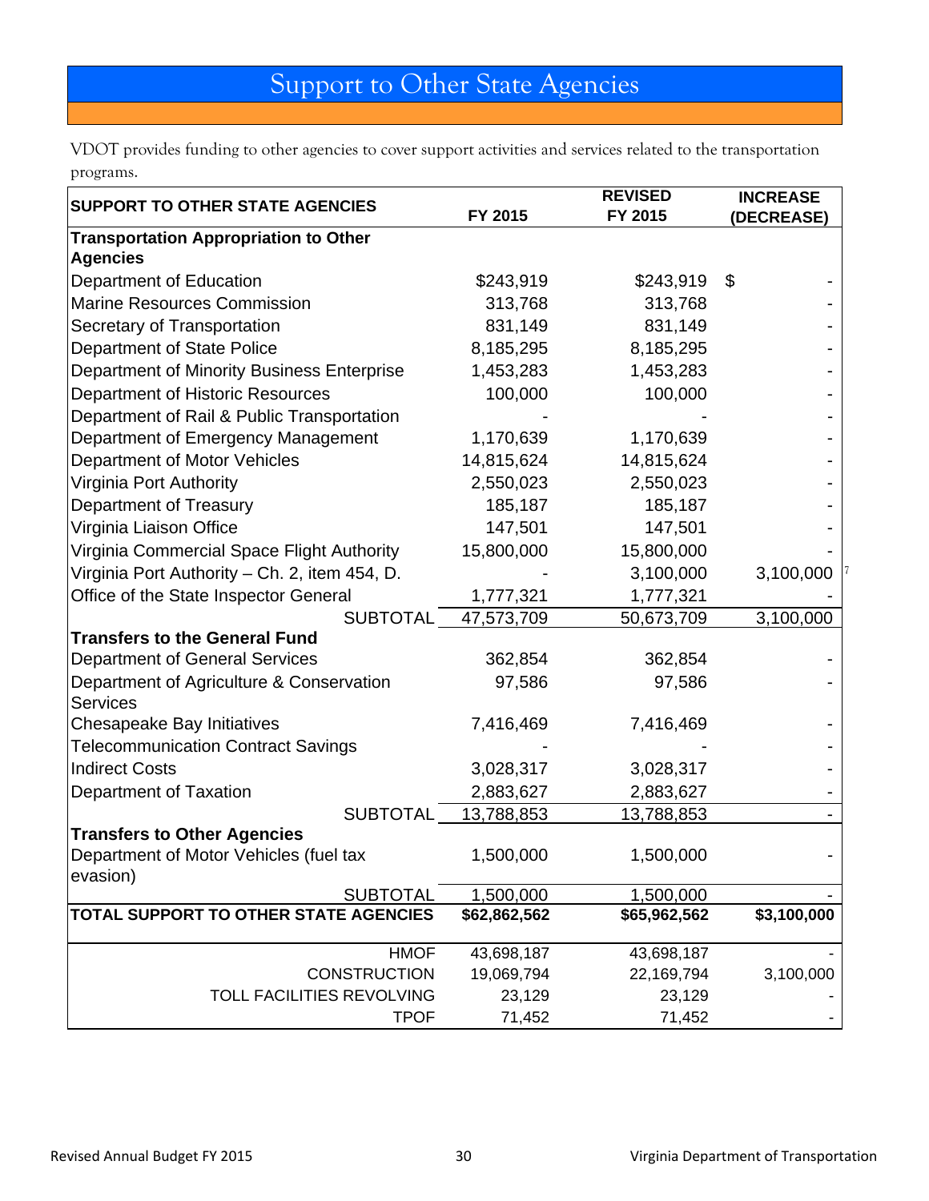# Support to Other State Agencies

VDOT provides funding to other agencies to cover support activities and services related to the transportation programs.

| SUPPORT TO OTHER STATE AGENCIES | FY 2015 | REVISED FY 2015 | INCREASE (DECREASE) |
|---|---|---|---|
| **Transportation Appropriation to Other Agencies** | | | |
| Department of Education | $243,919 | $243,919 | $ - |
| Marine Resources Commission | 313,768 | 313,768 | - |
| Secretary of Transportation | 831,149 | 831,149 | - |
| Department of State Police | 8,185,295 | 8,185,295 | - |
| Department of Minority Business Enterprise | 1,453,283 | 1,453,283 | - |
| Department of Historic Resources | 100,000 | 100,000 | - |
| Department of Rail & Public Transportation | - | - | - |
| Department of Emergency Management | 1,170,639 | 1,170,639 | - |
| Department of Motor Vehicles | 14,815,624 | 14,815,624 | - |
| Virginia Port Authority | 2,550,023 | 2,550,023 | - |
| Department of Treasury | 185,187 | 185,187 | - |
| Virginia Liaison Office | 147,501 | 147,501 | - |
| Virginia Commercial Space Flight Authority | 15,800,000 | 15,800,000 | - |
| Virginia Port Authority – Ch. 2, item 454, D. | - | 3,100,000 | 3,100,000 |
| Office of the State Inspector General | 1,777,321 | 1,777,321 | - |
| SUBTOTAL | 47,573,709 | 50,673,709 | 3,100,000 |
| **Transfers to the General Fund** | | | |
| Department of General Services | 362,854 | 362,854 | - |
| Department of Agriculture & Conservation Services | 97,586 | 97,586 | - |
| Chesapeake Bay Initiatives | 7,416,469 | 7,416,469 | - |
| Telecommunication Contract Savings | - | - | - |
| Indirect Costs | 3,028,317 | 3,028,317 | - |
| Department of Taxation | 2,883,627 | 2,883,627 | - |
| SUBTOTAL | 13,788,853 | 13,788,853 | - |
| **Transfers to Other Agencies** | | | |
| Department of Motor Vehicles (fuel tax evasion) | 1,500,000 | 1,500,000 | - |
| SUBTOTAL | 1,500,000 | 1,500,000 | - |
| **TOTAL SUPPORT TO OTHER STATE AGENCIES** | **$62,862,562** | **$65,962,562** | **$3,100,000** |
| HMOF | 43,698,187 | 43,698,187 | - |
| CONSTRUCTION | 19,069,794 | 22,169,794 | 3,100,000 |
| TOLL FACILITIES REVOLVING | 23,129 | 23,129 | - |
| TPOF | 71,452 | 71,452 | - |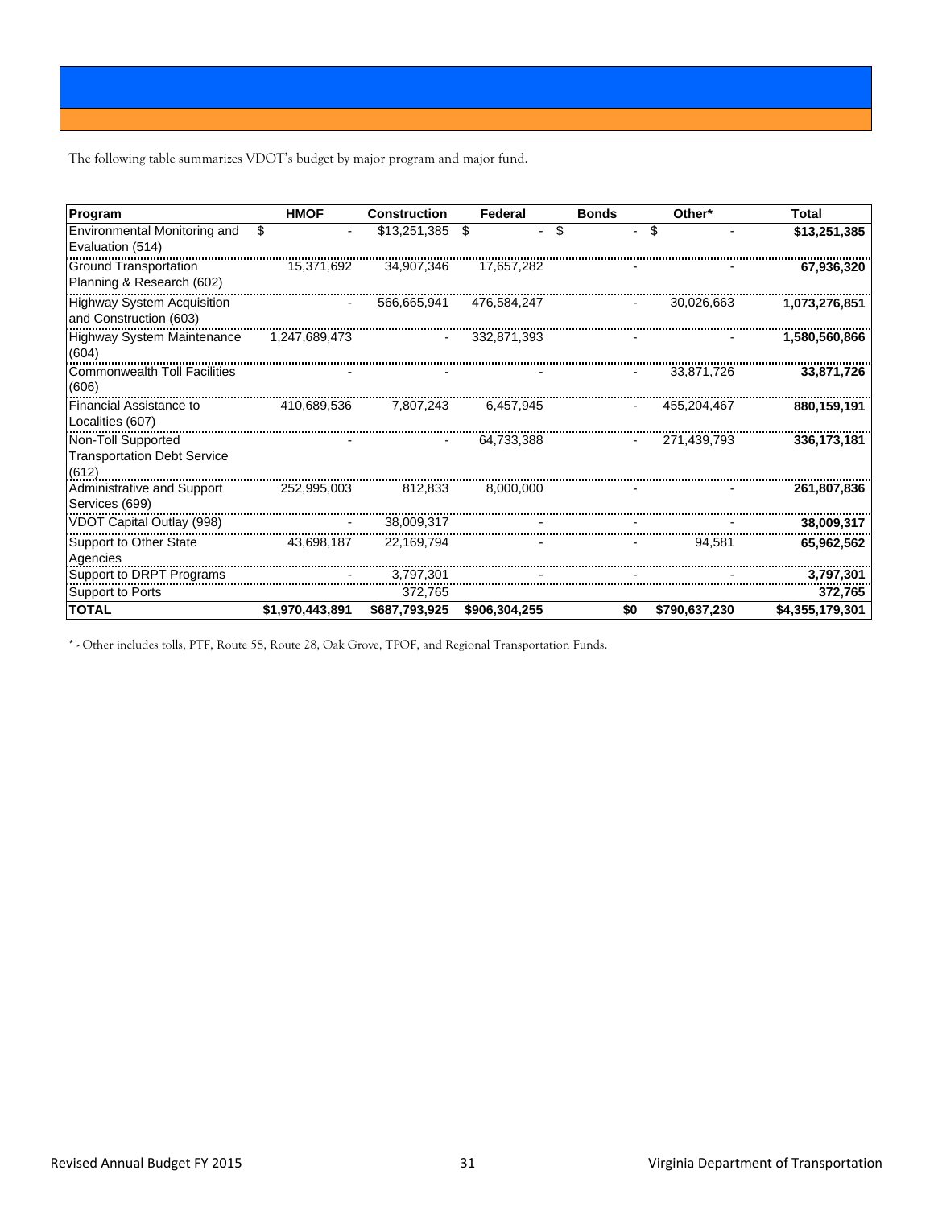The following table summarizes VDOT's budget by major program and major fund.

| Program | HMOF | Construction | Federal | Bonds | Other* | Total |
|---|---|---|---|---|---|---|
| Environmental Monitoring and Evaluation (514) | $ - | $13,251,385 | $ - | $ - | $ - | **$13,251,385** |
| Ground Transportation Planning & Research (602) | 15,371,692 | 34,907,346 | 17,657,282 | - | - | **67,936,320** |
| Highway System Acquisition and Construction (603) | - | 566,665,941 | 476,584,247 | - | 30,026,663 | **1,073,276,851** |
| Highway System Maintenance (604) | 1,247,689,473 | - | 332,871,393 | - | - | **1,580,560,866** |
| Commonwealth Toll Facilities (606) | - | - | - | - | 33,871,726 | **33,871,726** |
| Financial Assistance to Localities (607) | 410,689,536 | 7,807,243 | 6,457,945 | - | 455,204,467 | **880,159,191** |
| Non-Toll Supported Transportation Debt Service (612) | - | - | 64,733,388 | - | 271,439,793 | **336,173,181** |
| Administrative and Support Services (699) | 252,995,003 | 812,833 | 8,000,000 | - | - | **261,807,836** |
| VDOT Capital Outlay (998) | - | 38,009,317 | - | - | - | **38,009,317** |
| Support to Other State Agencies | 43,698,187 | 22,169,794 | - | - | 94,581 | **65,962,562** |
| Support to DRPT Programs | - | 3,797,301 | - | - | - | **3,797,301** |
| Support to Ports | | 372,765 | | | | **372,765** |
| **TOTAL** | **$1,970,443,891** | **$687,793,925** | **$906,304,255** | **$0** | **$790,637,230** | **$4,355,179,301** |

* - Other includes tolls, PTF, Route 58, Route 28, Oak Grove, TPOF, and Regional Transportation Funds.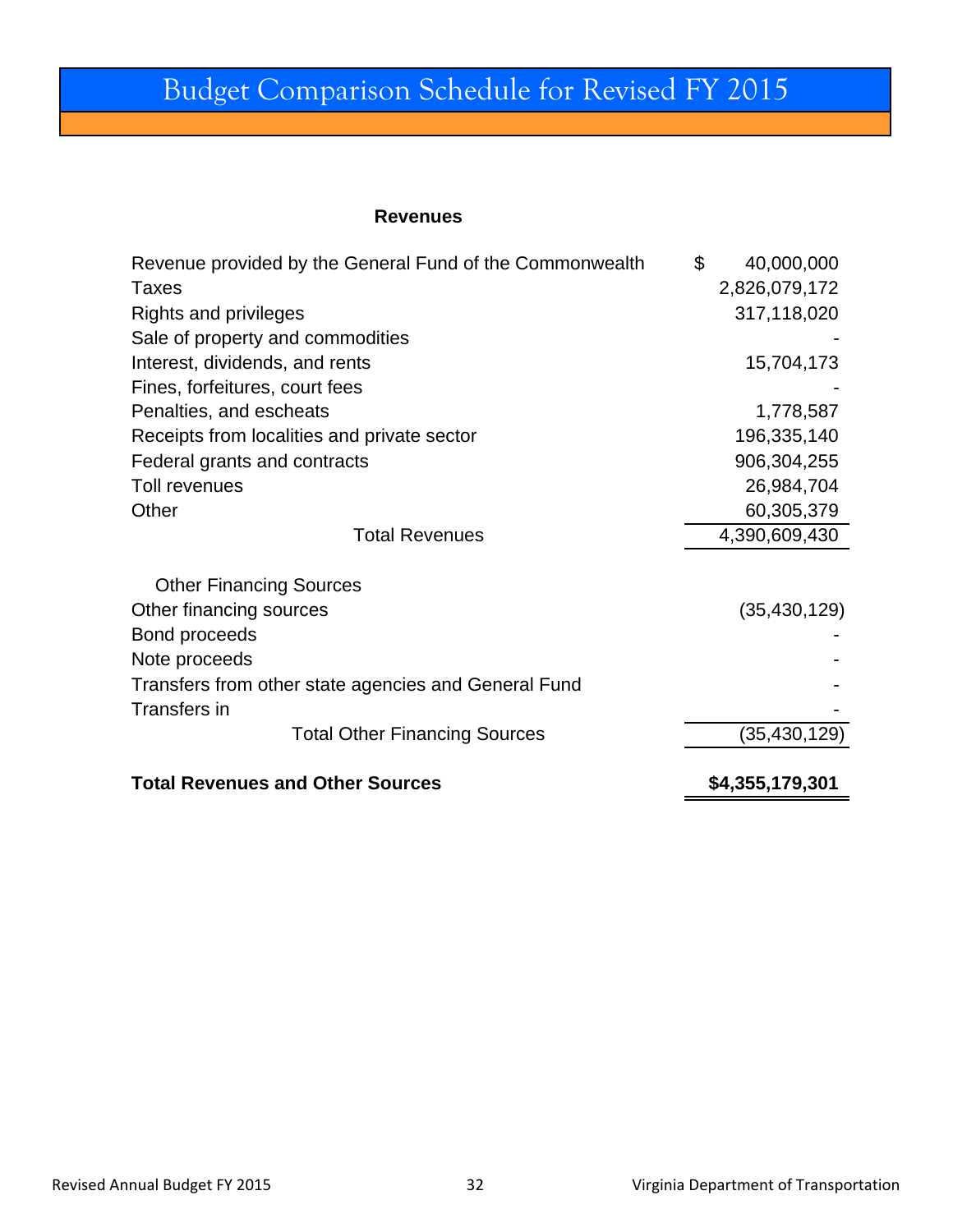# Budget Comparison Schedule for Revised FY 2015

**Revenues**

| | |
|---|---|
| Revenue provided by the General Fund of the Commonwealth | $ 40,000,000 |
| Taxes | 2,826,079,172 |
| Rights and privileges | 317,118,020 |
| Sale of property and commodities | - |
| Interest, dividends, and rents | 15,704,173 |
| Fines, forfeitures, court fees | - |
| Penalties, and escheats | 1,778,587 |
| Receipts from localities and private sector | 196,335,140 |
| Federal grants and contracts | 906,304,255 |
| Toll revenues | 26,984,704 |
| Other | 60,305,379 |
| Total Revenues | 4,390,609,430 |
| Other Financing Sources | |
| Other financing sources | (35,430,129) |
| Bond proceeds | - |
| Note proceeds | - |
| Transfers from other state agencies and General Fund | - |
| Transfers in | - |
| Total Other Financing Sources | (35,430,129) |
| **Total Revenues and Other Sources** | **$4,355,179,301** |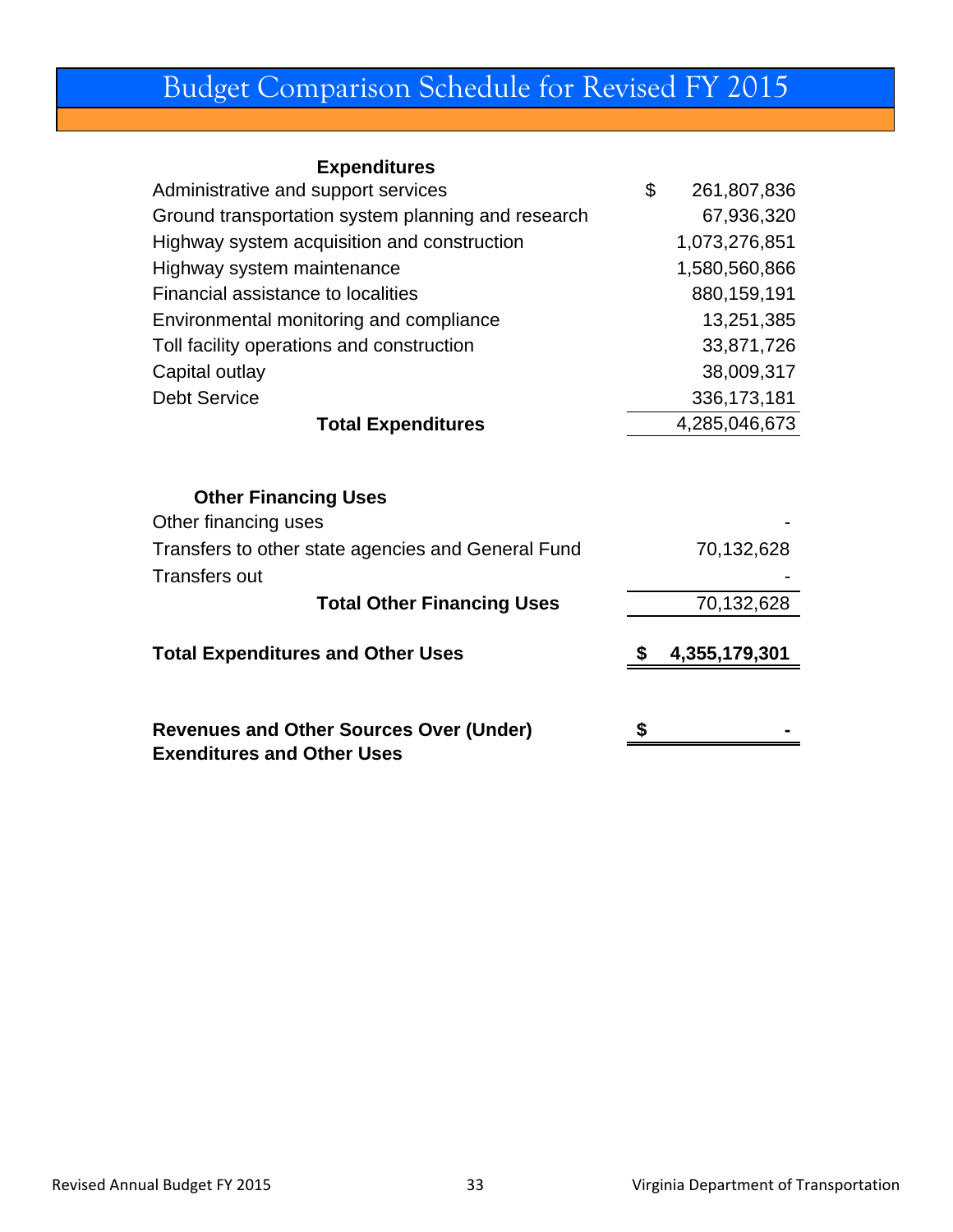# Budget Comparison Schedule for Revised FY 2015

| **Expenditures** | |
|---|---|
| Administrative and support services | $ 261,807,836 |
| Ground transportation system planning and research | 67,936,320 |
| Highway system acquisition and construction | 1,073,276,851 |
| Highway system maintenance | 1,580,560,866 |
| Financial assistance to localities | 880,159,191 |
| Environmental monitoring and compliance | 13,251,385 |
| Toll facility operations and construction | 33,871,726 |
| Capital outlay | 38,009,317 |
| Debt Service | 336,173,181 |
| **Total Expenditures** | 4,285,046,673 |
| | |
| **Other Financing Uses** | |
| Other financing uses | - |
| Transfers to other state agencies and General Fund | 70,132,628 |
| Transfers out | - |
| **Total Other Financing Uses** | 70,132,628 |
| | |
| **Total Expenditures and Other Uses** | **$ 4,355,179,301** |
| | |
| **Revenues and Other Sources Over (Under) Exenditures and Other Uses** | **$ -** |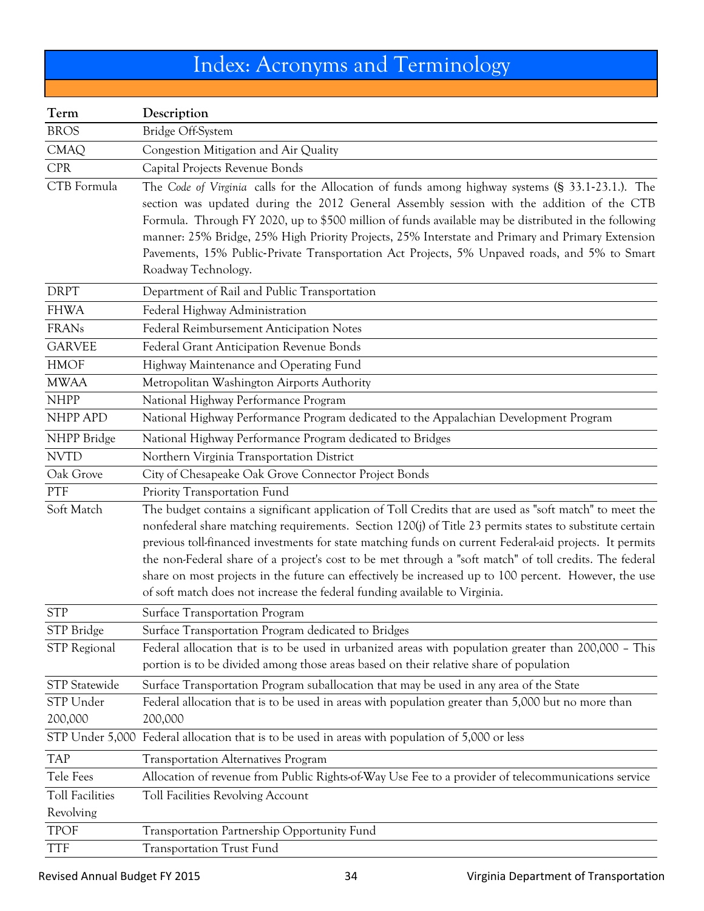# Index: Acronyms and Terminology

| Term | Description |
|---|---|
| BROS | Bridge Off-System |
| CMAQ | Congestion Mitigation and Air Quality |
| CPR | Capital Projects Revenue Bonds |
| CTB Formula | The *Code of Virginia* calls for the Allocation of funds among highway systems (§ 33.1-23.1.). The section was updated during the 2012 General Assembly session with the addition of the CTB Formula. Through FY 2020, up to $500 million of funds available may be distributed in the following manner: 25% Bridge, 25% High Priority Projects, 25% Interstate and Primary and Primary Extension Pavements, 15% Public-Private Transportation Act Projects, 5% Unpaved roads, and 5% to Smart Roadway Technology. |
| DRPT | Department of Rail and Public Transportation |
| FHWA | Federal Highway Administration |
| FRANs | Federal Reimbursement Anticipation Notes |
| GARVEE | Federal Grant Anticipation Revenue Bonds |
| HMOF | Highway Maintenance and Operating Fund |
| MWAA | Metropolitan Washington Airports Authority |
| NHPP | National Highway Performance Program |
| NHPP APD | National Highway Performance Program dedicated to the Appalachian Development Program |
| NHPP Bridge | National Highway Performance Program dedicated to Bridges |
| NVTD | Northern Virginia Transportation District |
| Oak Grove | City of Chesapeake Oak Grove Connector Project Bonds |
| PTF | Priority Transportation Fund |
| Soft Match | The budget contains a significant application of Toll Credits that are used as "soft match" to meet the nonfederal share matching requirements. Section 120(j) of Title 23 permits states to substitute certain previous toll-financed investments for state matching funds on current Federal-aid projects. It permits the non-Federal share of a project's cost to be met through a "soft match" of toll credits. The federal share on most projects in the future can effectively be increased up to 100 percent. However, the use of soft match does not increase the federal funding available to Virginia. |
| STP | Surface Transportation Program |
| STP Bridge | Surface Transportation Program dedicated to Bridges |
| STP Regional | Federal allocation that is to be used in urbanized areas with population greater than 200,000 – This portion is to be divided among those areas based on their relative share of population |
| STP Statewide | Surface Transportation Program suballocation that may be used in any area of the State |
| STP Under 200,000 | Federal allocation that is to be used in areas with population greater than 5,000 but no more than 200,000 |
| STP Under 5,000 | Federal allocation that is to be used in areas with population of 5,000 or less |
| TAP | Transportation Alternatives Program |
| Tele Fees | Allocation of revenue from Public Rights-of-Way Use Fee to a provider of telecommunications service |
| Toll Facilities Revolving | Toll Facilities Revolving Account |
| TPOF | Transportation Partnership Opportunity Fund |
| TTF | Transportation Trust Fund |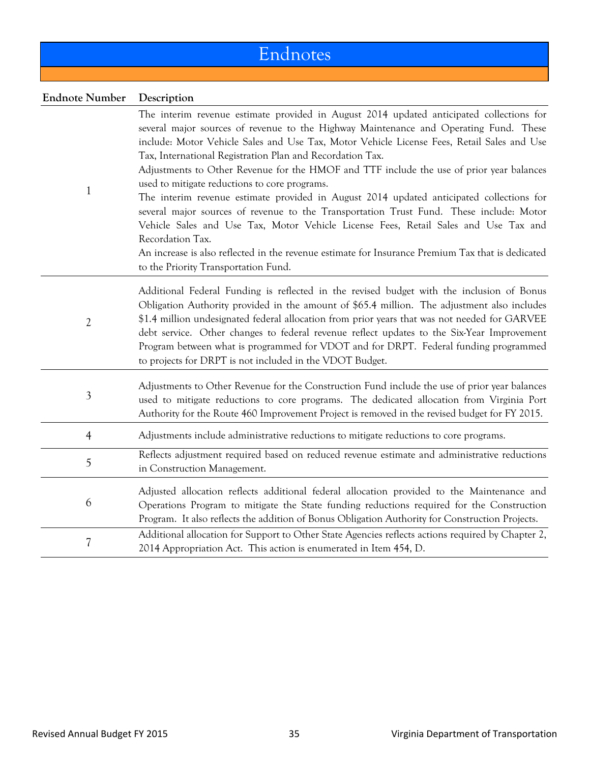# Endnotes

| Endnote Number | Description |
|---|---|
| 1 | The interim revenue estimate provided in August 2014 updated anticipated collections for several major sources of revenue to the Highway Maintenance and Operating Fund. These include: Motor Vehicle Sales and Use Tax, Motor Vehicle License Fees, Retail Sales and Use Tax, International Registration Plan and Recordation Tax.<br>Adjustments to Other Revenue for the HMOF and TTF include the use of prior year balances used to mitigate reductions to core programs.<br>The interim revenue estimate provided in August 2014 updated anticipated collections for several major sources of revenue to the Transportation Trust Fund. These include: Motor Vehicle Sales and Use Tax, Motor Vehicle License Fees, Retail Sales and Use Tax and Recordation Tax.<br>An increase is also reflected in the revenue estimate for Insurance Premium Tax that is dedicated to the Priority Transportation Fund. |
| 2 | Additional Federal Funding is reflected in the revised budget with the inclusion of Bonus Obligation Authority provided in the amount of $65.4 million. The adjustment also includes $1.4 million undesignated federal allocation from prior years that was not needed for GARVEE debt service. Other changes to federal revenue reflect updates to the Six-Year Improvement Program between what is programmed for VDOT and for DRPT. Federal funding programmed to projects for DRPT is not included in the VDOT Budget. |
| 3 | Adjustments to Other Revenue for the Construction Fund include the use of prior year balances used to mitigate reductions to core programs. The dedicated allocation from Virginia Port Authority for the Route 460 Improvement Project is removed in the revised budget for FY 2015. |
| 4 | Adjustments include administrative reductions to mitigate reductions to core programs. |
| 5 | Reflects adjustment required based on reduced revenue estimate and administrative reductions in Construction Management. |
| 6 | Adjusted allocation reflects additional federal allocation provided to the Maintenance and Operations Program to mitigate the State funding reductions required for the Construction Program. It also reflects the addition of Bonus Obligation Authority for Construction Projects. |
| 7 | Additional allocation for Support to Other State Agencies reflects actions required by Chapter 2, 2014 Appropriation Act. This action is enumerated in Item 454, D. |